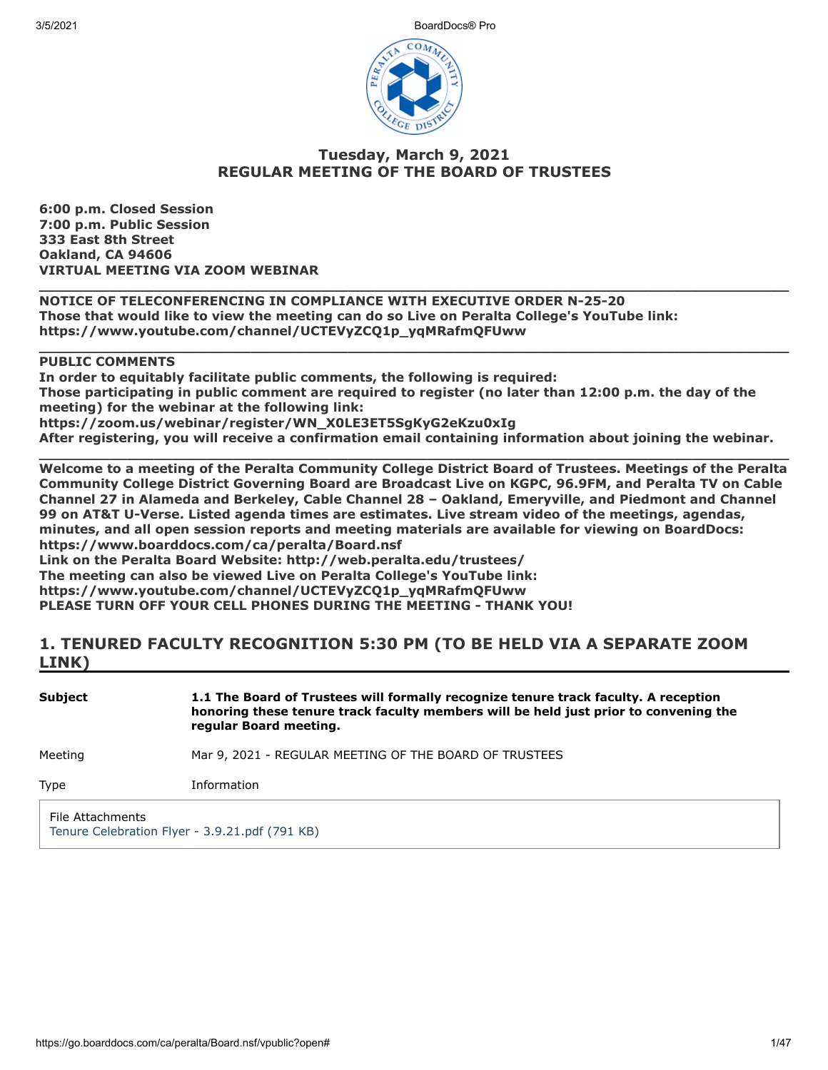# Tuesday, March 9, 2021
# REGULAR MEETING OF THE BOARD OF TRUSTEES

**6:00 p.m. Closed Session**
**7:00 p.m. Public Session**
**333 East 8th Street**
**Oakland, CA 94606**
**VIRTUAL MEETING VIA ZOOM WEBINAR**

---

**NOTICE OF TELECONFERENCING IN COMPLIANCE WITH EXECUTIVE ORDER N-25-20**
**Those that would like to view the meeting can do so Live on Peralta College's YouTube link:**
**https://www.youtube.com/channel/UCTEVyZCQ1p_yqMRafmQFUww**

---

**PUBLIC COMMENTS**
**In order to equitably facilitate public comments, the following is required:**
**Those participating in public comment are required to register (no later than 12:00 p.m. the day of the meeting) for the webinar at the following link:**
**https://zoom.us/webinar/register/WN_X0LE3ET5SgKyG2eKzu0xIg**
**After registering, you will receive a confirmation email containing information about joining the webinar.**

---

**Welcome to a meeting of the Peralta Community College District Board of Trustees. Meetings of the Peralta Community College District Governing Board are Broadcast Live on KGPC, 96.9FM, and Peralta TV on Cable Channel 27 in Alameda and Berkeley, Cable Channel 28 – Oakland, Emeryville, and Piedmont and Channel 99 on AT&T U-Verse. Listed agenda times are estimates. Live stream video of the meetings, agendas, minutes, and all open session reports and meeting materials are available for viewing on BoardDocs: https://www.boarddocs.com/ca/peralta/Board.nsf**
**Link on the Peralta Board Website: http://web.peralta.edu/trustees/**
**The meeting can also be viewed Live on Peralta College's YouTube link:**
**https://www.youtube.com/channel/UCTEVyZCQ1p_yqMRafmQFUww**
**PLEASE TURN OFF YOUR CELL PHONES DURING THE MEETING - THANK YOU!**

## 1. TENURED FACULTY RECOGNITION 5:30 PM (TO BE HELD VIA A SEPARATE ZOOM LINK)

| | |
|---|---|
| **Subject** | **1.1 The Board of Trustees will formally recognize tenure track faculty. A reception honoring these tenure track faculty members will be held just prior to convening the regular Board meeting.** |
| Meeting | Mar 9, 2021 - REGULAR MEETING OF THE BOARD OF TRUSTEES |
| Type | Information |

File Attachments
Tenure Celebration Flyer - 3.9.21.pdf (791 KB)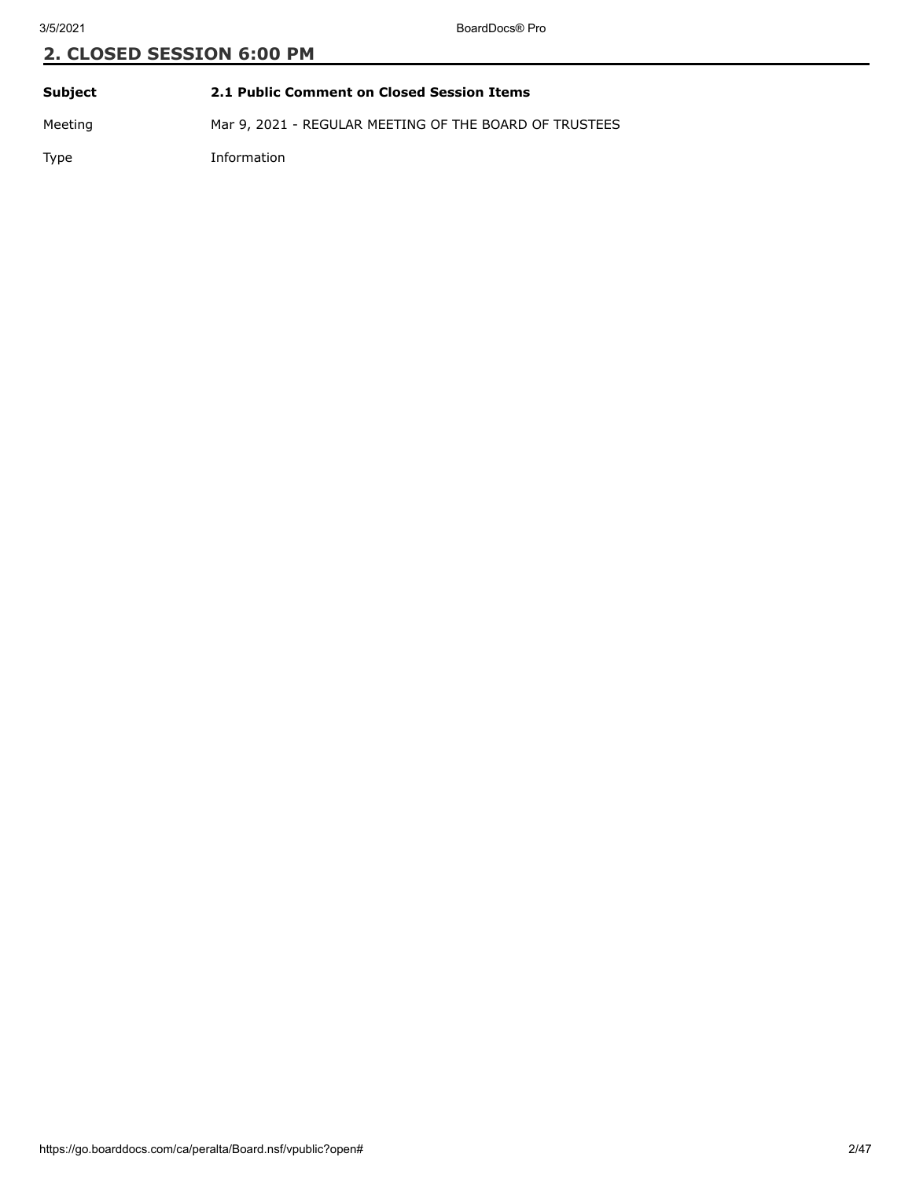## 2. CLOSED SESSION 6:00 PM

| | |
|---|---|
| **Subject** | **2.1 Public Comment on Closed Session Items** |
| Meeting | Mar 9, 2021 - REGULAR MEETING OF THE BOARD OF TRUSTEES |
| Type | Information |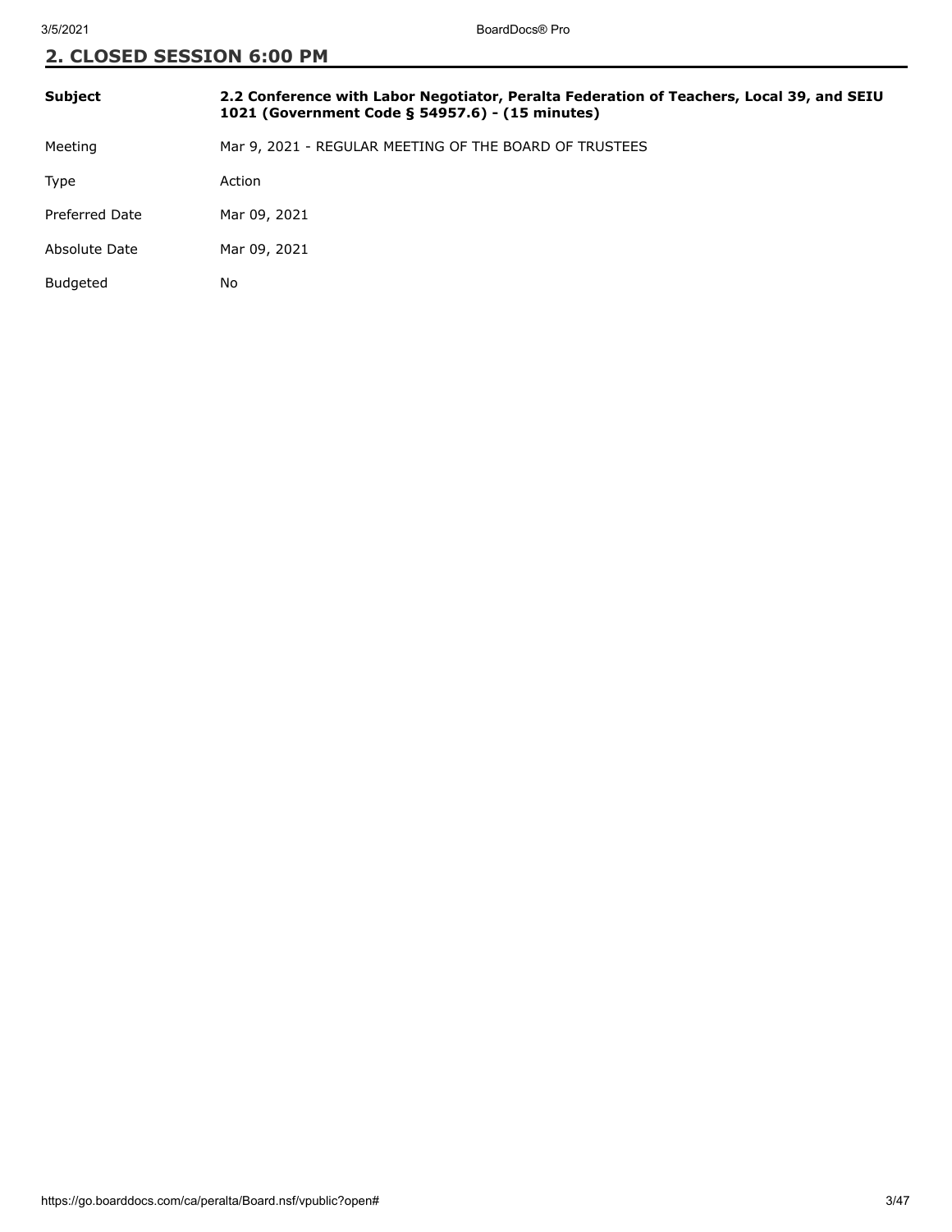## 2. CLOSED SESSION 6:00 PM

| | |
|---|---|
| **Subject** | **2.2 Conference with Labor Negotiator, Peralta Federation of Teachers, Local 39, and SEIU 1021 (Government Code § 54957.6) - (15 minutes)** |
| Meeting | Mar 9, 2021 - REGULAR MEETING OF THE BOARD OF TRUSTEES |
| Type | Action |
| Preferred Date | Mar 09, 2021 |
| Absolute Date | Mar 09, 2021 |
| Budgeted | No |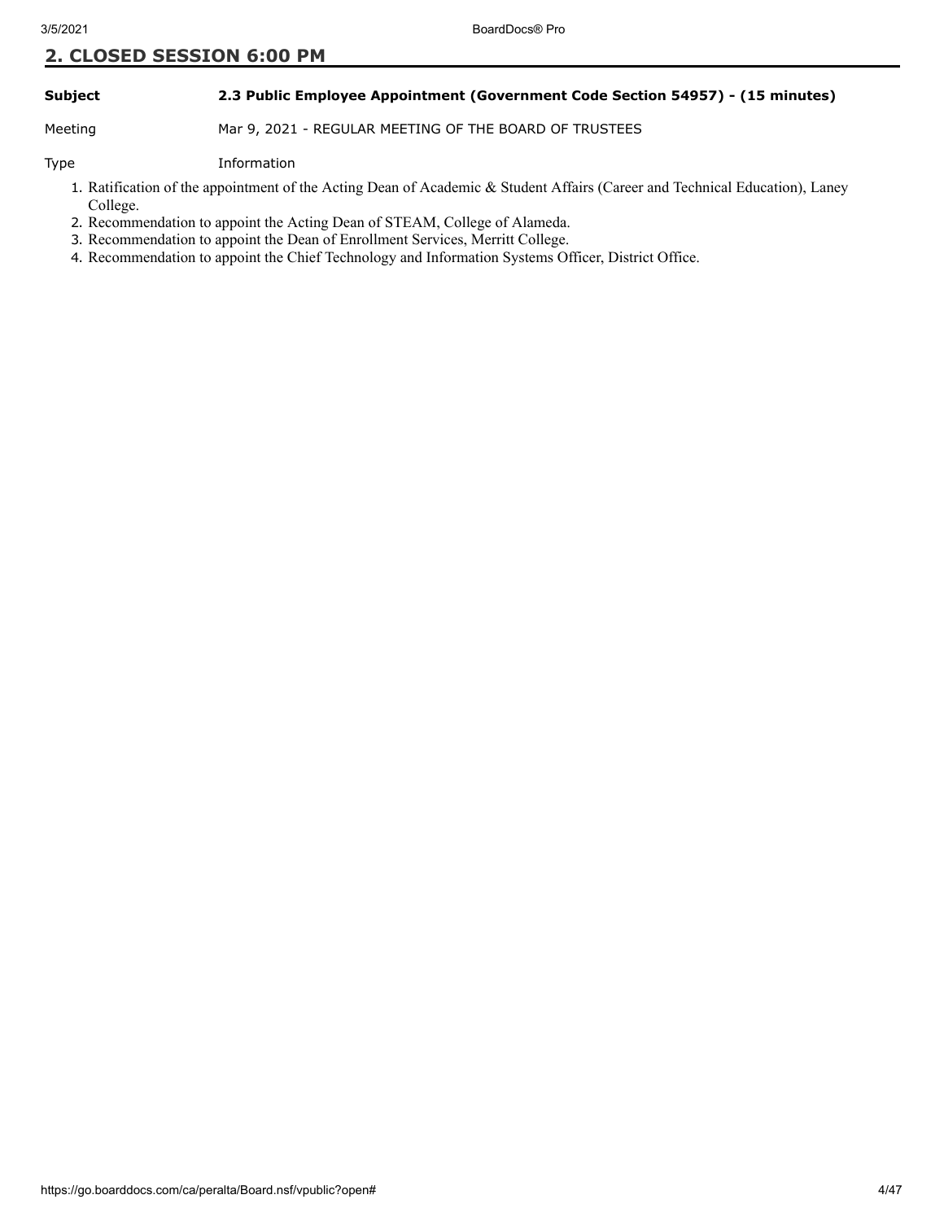## 2. CLOSED SESSION 6:00 PM

| | |
|---|---|
| **Subject** | **2.3 Public Employee Appointment (Government Code Section 54957) - (15 minutes)** |
| Meeting | Mar 9, 2021 - REGULAR MEETING OF THE BOARD OF TRUSTEES |
| Type | Information |

1. Ratification of the appointment of the Acting Dean of Academic & Student Affairs (Career and Technical Education), Laney College.
2. Recommendation to appoint the Acting Dean of STEAM, College of Alameda.
3. Recommendation to appoint the Dean of Enrollment Services, Merritt College.
4. Recommendation to appoint the Chief Technology and Information Systems Officer, District Office.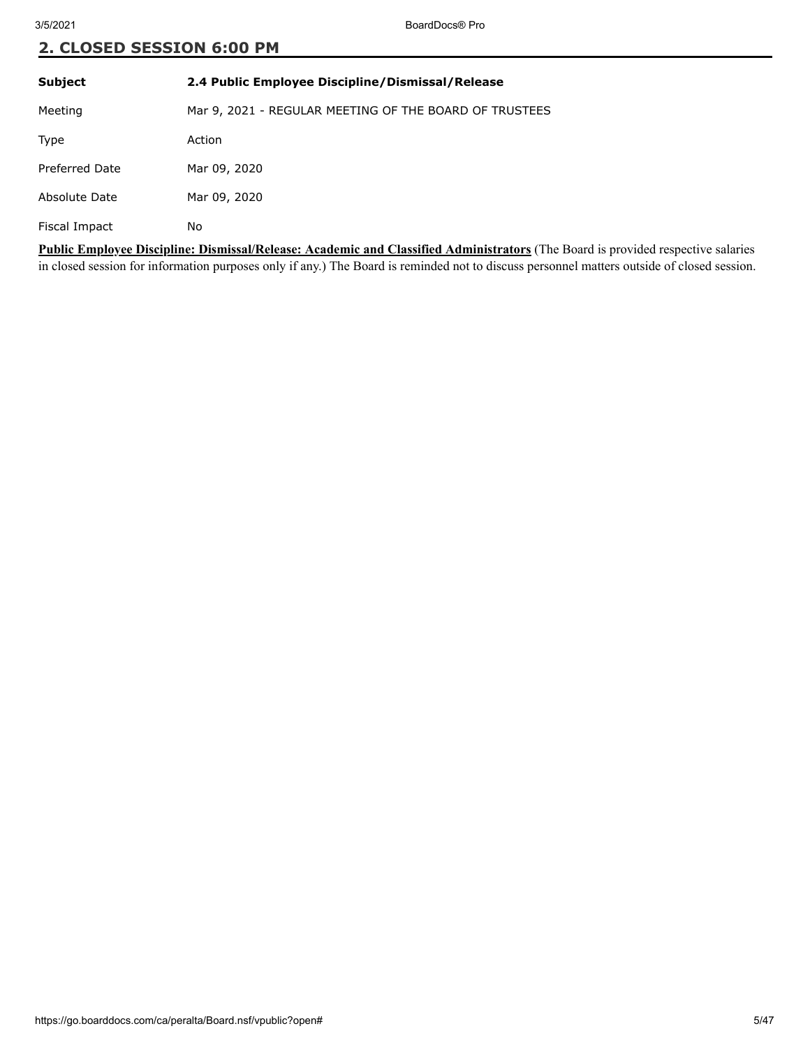## 2. CLOSED SESSION 6:00 PM

| Subject | 2.4 Public Employee Discipline/Dismissal/Release |
| --- | --- |
| Meeting | Mar 9, 2021 - REGULAR MEETING OF THE BOARD OF TRUSTEES |
| Type | Action |
| Preferred Date | Mar 09, 2020 |
| Absolute Date | Mar 09, 2020 |
| Fiscal Impact | No |

**Public Employee Discipline: Dismissal/Release: Academic and Classified Administrators** (The Board is provided respective salaries in closed session for information purposes only if any.) The Board is reminded not to discuss personnel matters outside of closed session.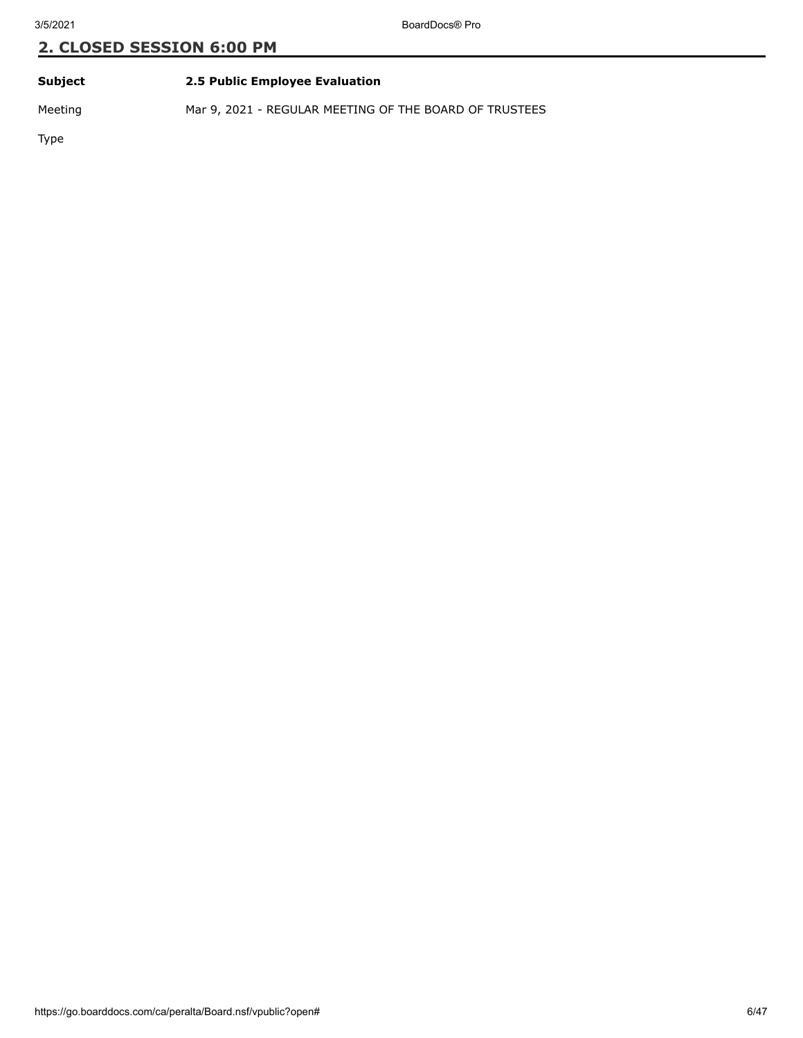## 2. CLOSED SESSION 6:00 PM

| | |
|---|---|
| **Subject** | **2.5 Public Employee Evaluation** |
| Meeting | Mar 9, 2021 - REGULAR MEETING OF THE BOARD OF TRUSTEES |
| Type | |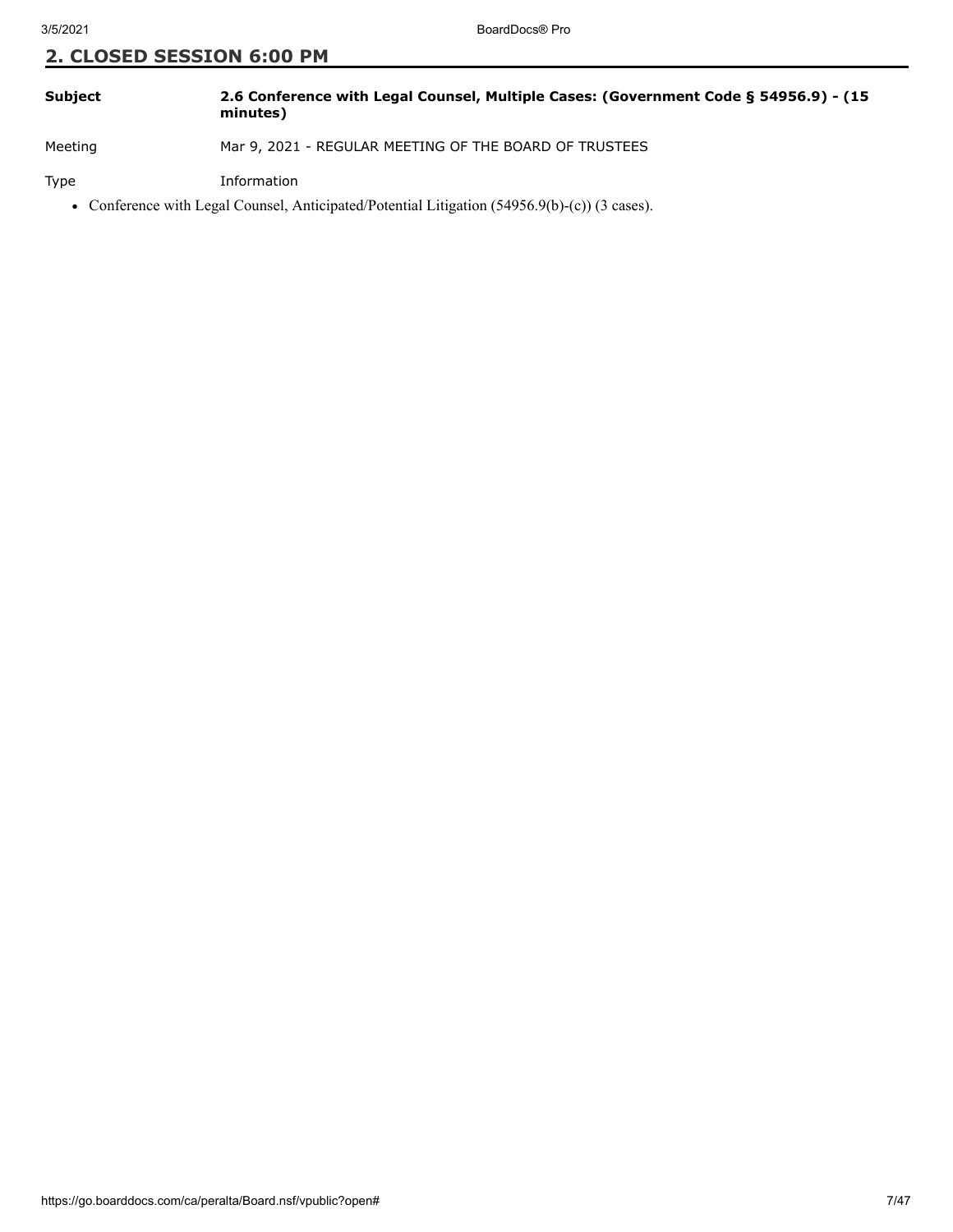## 2. CLOSED SESSION 6:00 PM

| | |
|---|---|
| **Subject** | **2.6 Conference with Legal Counsel, Multiple Cases: (Government Code § 54956.9) - (15 minutes)** |
| Meeting | Mar 9, 2021 - REGULAR MEETING OF THE BOARD OF TRUSTEES |
| Type | Information |

- Conference with Legal Counsel, Anticipated/Potential Litigation (54956.9(b)-(c)) (3 cases).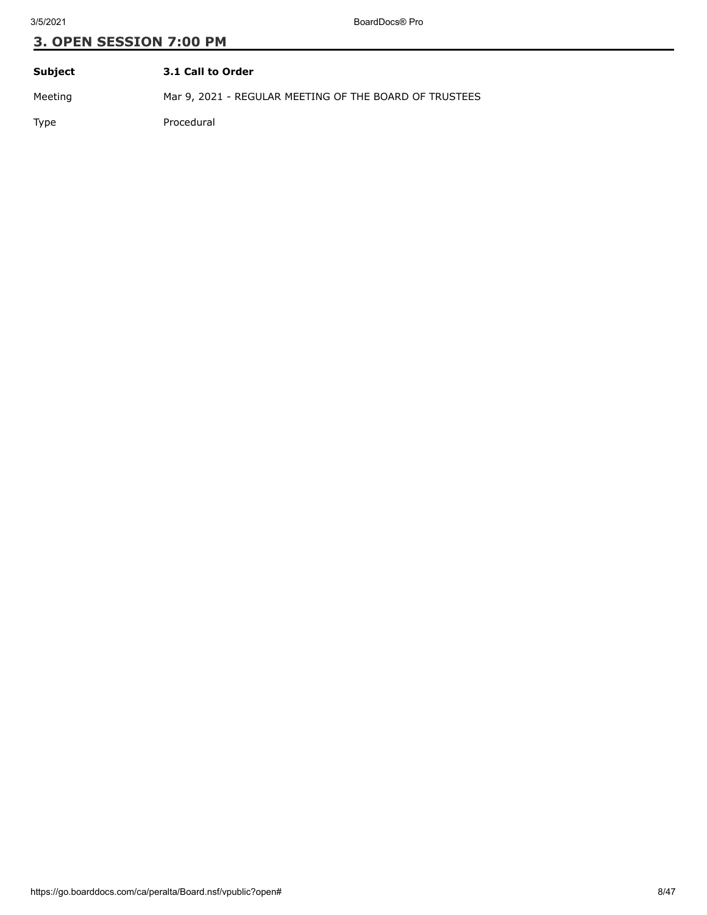## 3. OPEN SESSION 7:00 PM

| **Subject** | **3.1 Call to Order** |
| --- | --- |
| Meeting | Mar 9, 2021 - REGULAR MEETING OF THE BOARD OF TRUSTEES |
| Type | Procedural |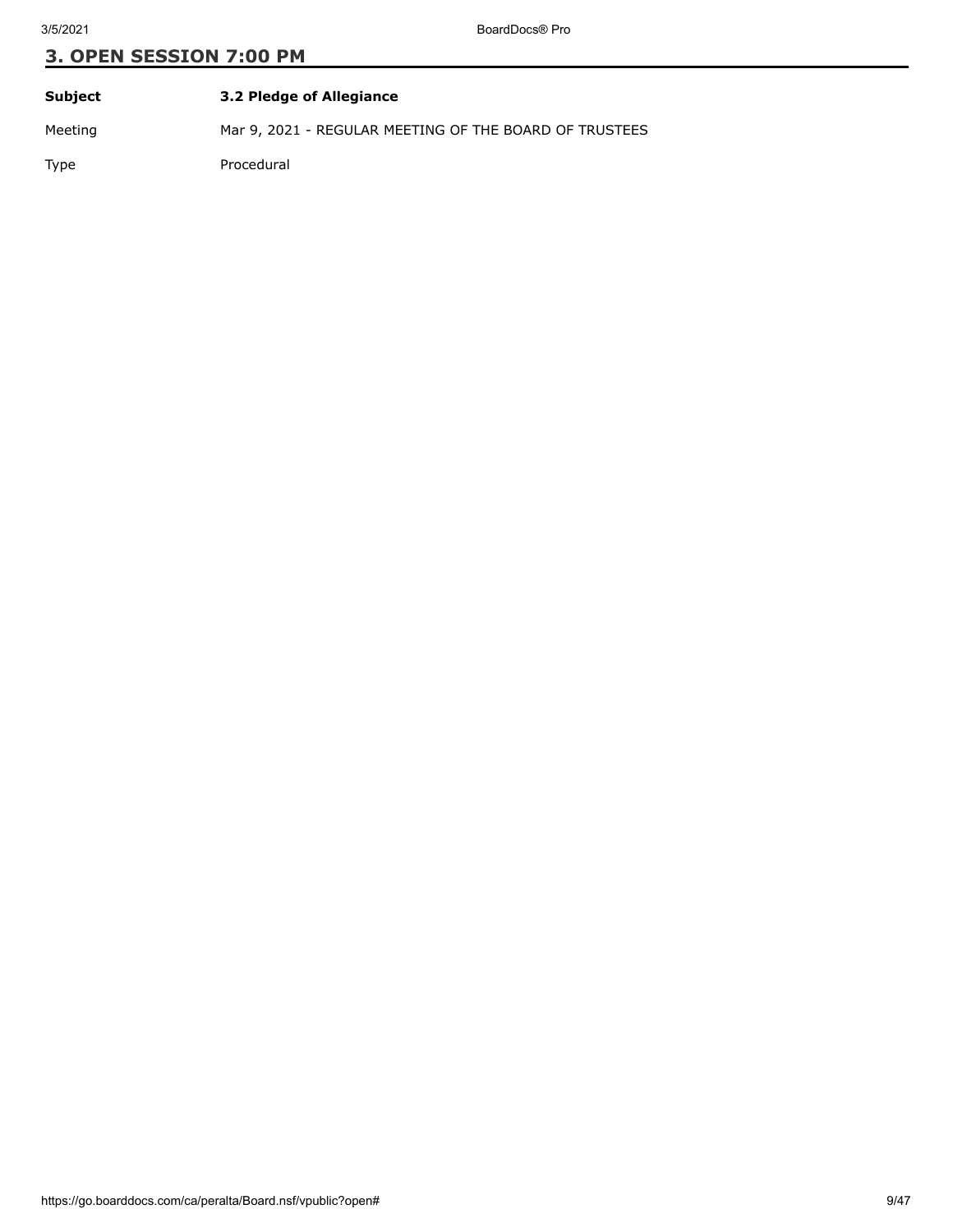## 3. OPEN SESSION 7:00 PM

| | |
|---|---|
| **Subject** | **3.2 Pledge of Allegiance** |
| Meeting | Mar 9, 2021 - REGULAR MEETING OF THE BOARD OF TRUSTEES |
| Type | Procedural |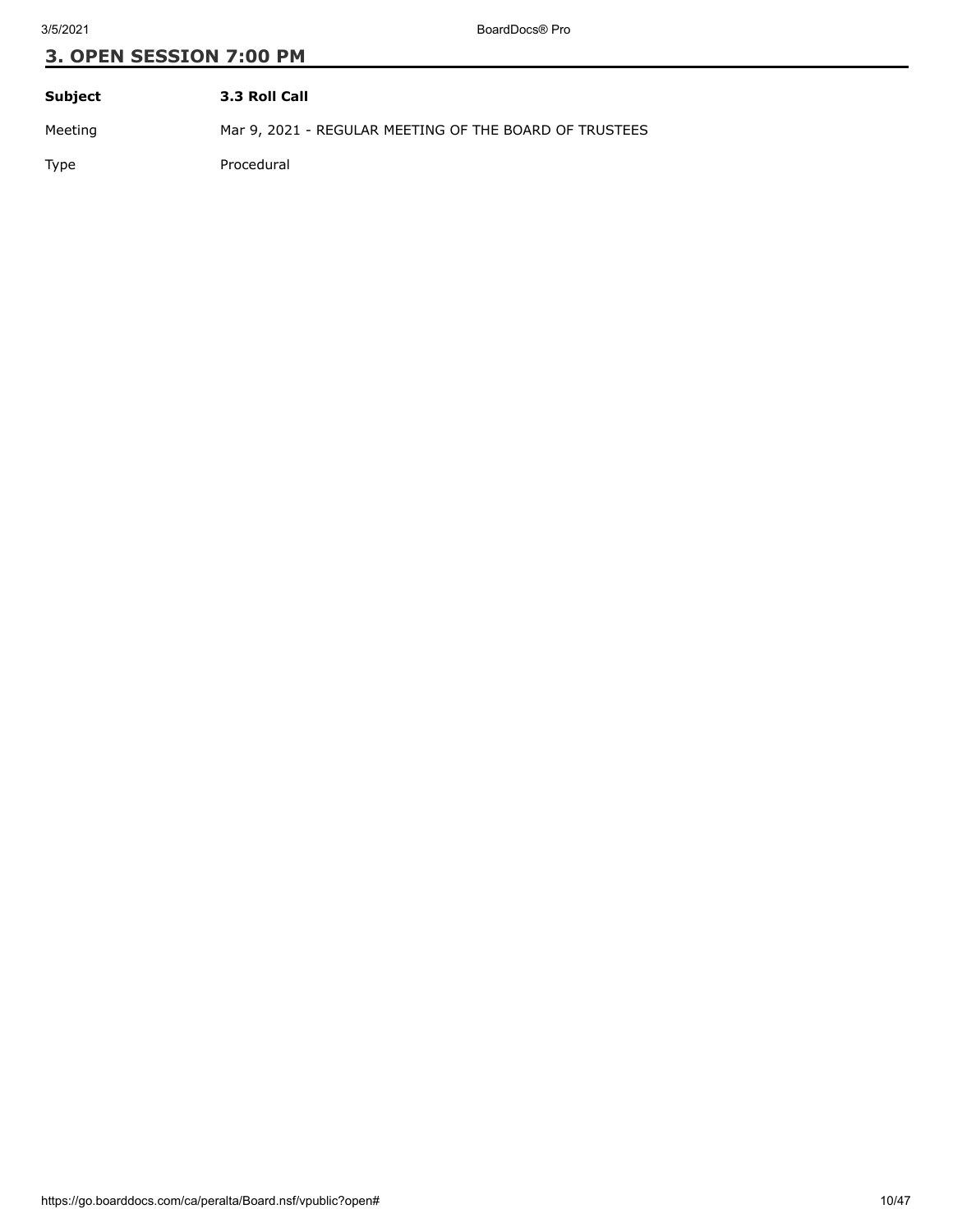## 3. OPEN SESSION 7:00 PM

| **Subject** | **3.3 Roll Call** |
| --- | --- |
| Meeting | Mar 9, 2021 - REGULAR MEETING OF THE BOARD OF TRUSTEES |
| Type | Procedural |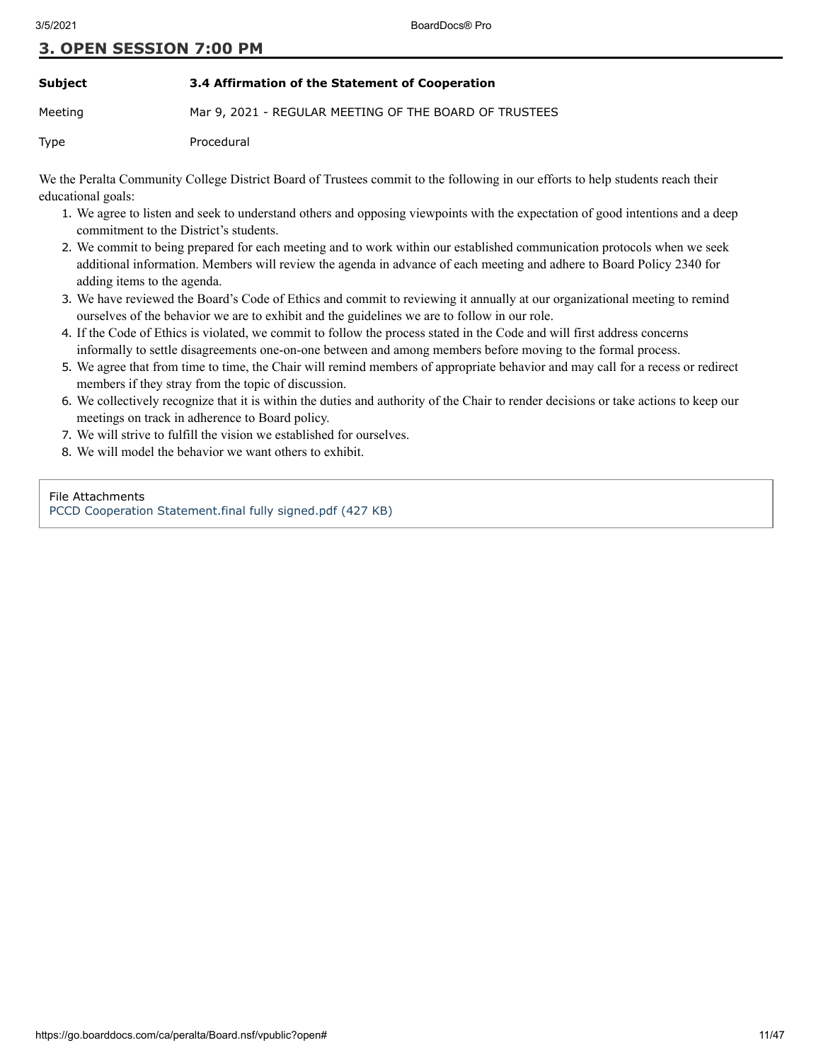## 3. OPEN SESSION 7:00 PM

| | |
|---|---|
| **Subject** | **3.4 Affirmation of the Statement of Cooperation** |
| Meeting | Mar 9, 2021 - REGULAR MEETING OF THE BOARD OF TRUSTEES |
| Type | Procedural |

We the Peralta Community College District Board of Trustees commit to the following in our efforts to help students reach their educational goals:

1. We agree to listen and seek to understand others and opposing viewpoints with the expectation of good intentions and a deep commitment to the District's students.
2. We commit to being prepared for each meeting and to work within our established communication protocols when we seek additional information. Members will review the agenda in advance of each meeting and adhere to Board Policy 2340 for adding items to the agenda.
3. We have reviewed the Board's Code of Ethics and commit to reviewing it annually at our organizational meeting to remind ourselves of the behavior we are to exhibit and the guidelines we are to follow in our role.
4. If the Code of Ethics is violated, we commit to follow the process stated in the Code and will first address concerns informally to settle disagreements one-on-one between and among members before moving to the formal process.
5. We agree that from time to time, the Chair will remind members of appropriate behavior and may call for a recess or redirect members if they stray from the topic of discussion.
6. We collectively recognize that it is within the duties and authority of the Chair to render decisions or take actions to keep our meetings on track in adherence to Board policy.
7. We will strive to fulfill the vision we established for ourselves.
8. We will model the behavior we want others to exhibit.

File Attachments
PCCD Cooperation Statement.final fully signed.pdf (427 KB)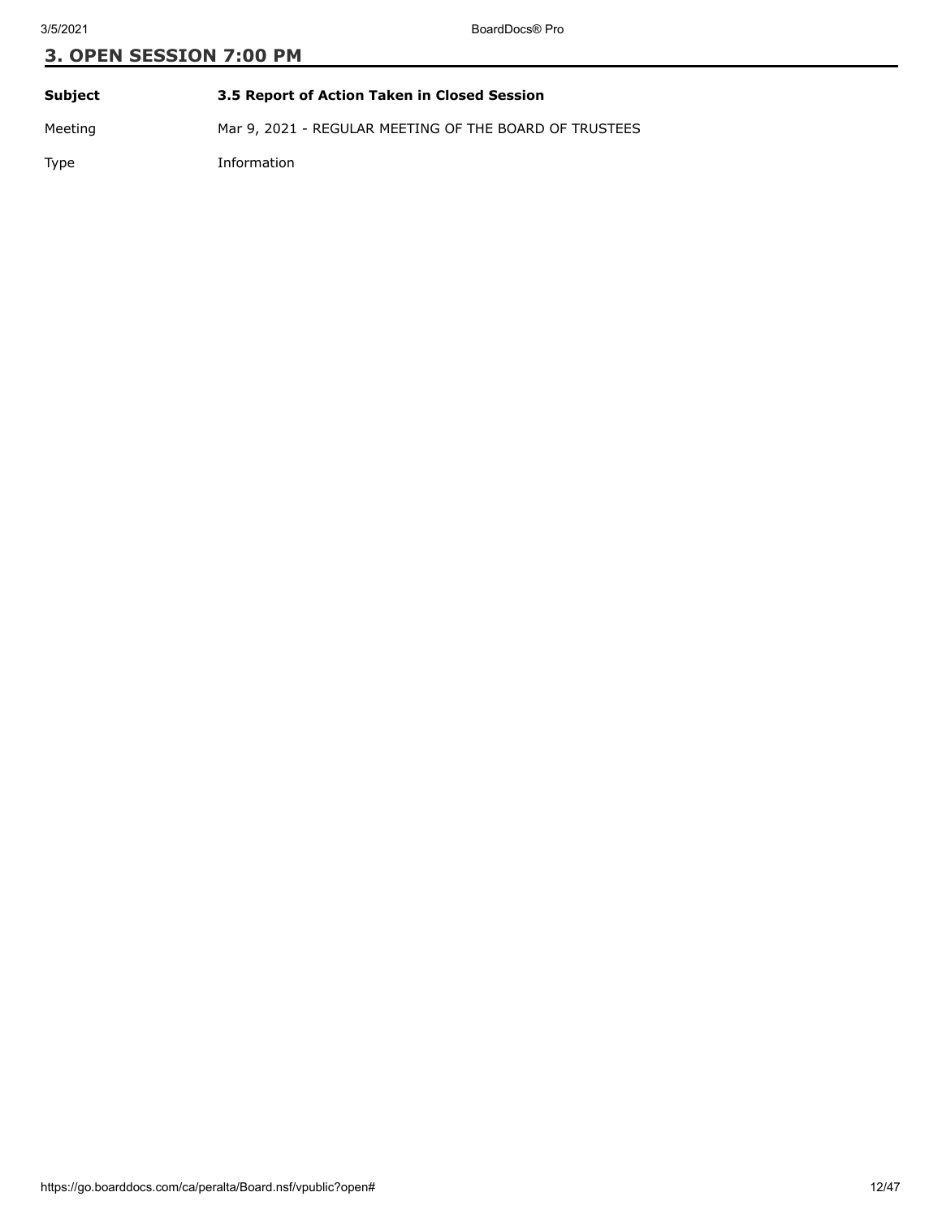## 3. OPEN SESSION 7:00 PM

| | |
|---|---|
| **Subject** | **3.5 Report of Action Taken in Closed Session** |
| Meeting | Mar 9, 2021 - REGULAR MEETING OF THE BOARD OF TRUSTEES |
| Type | Information |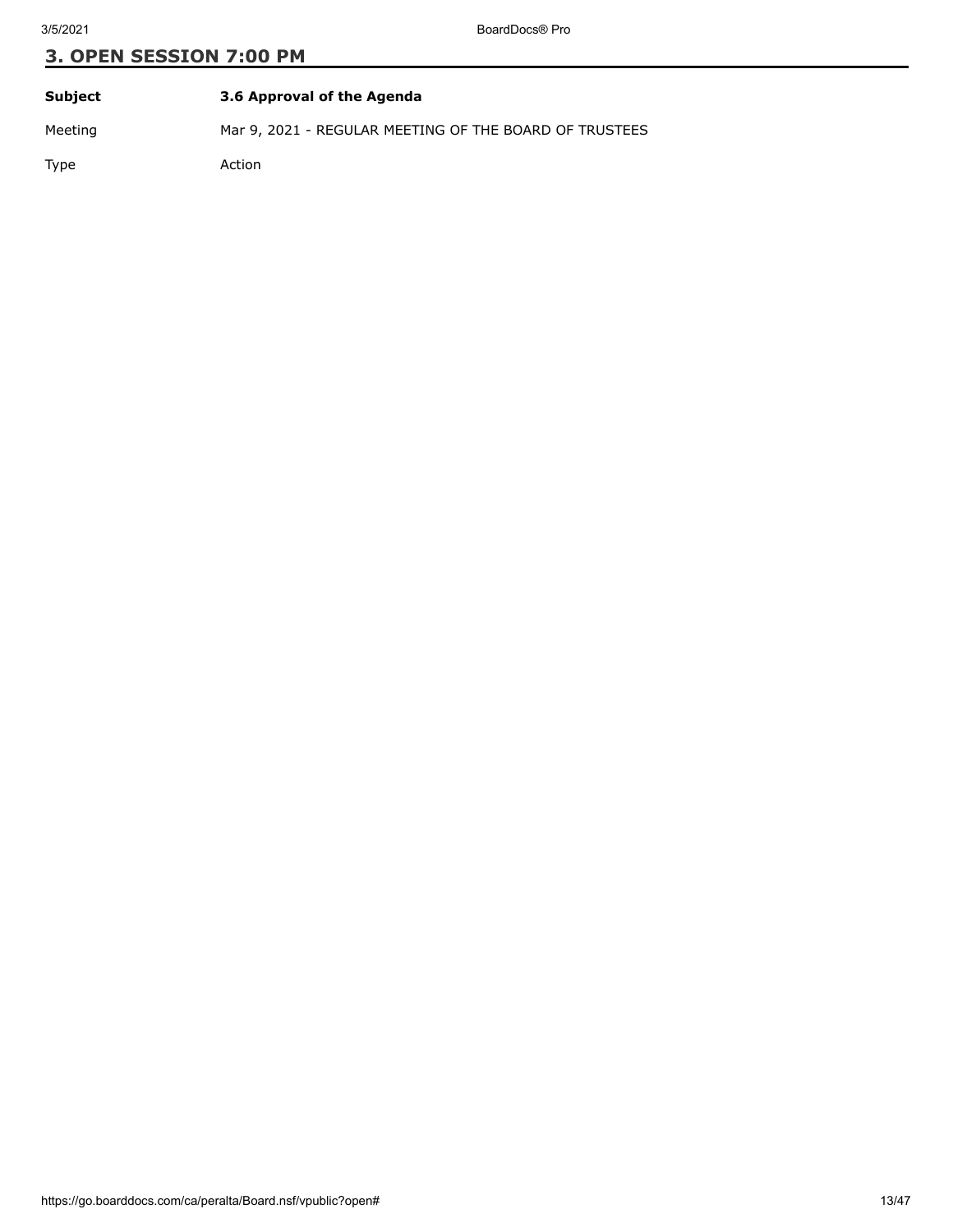## 3. OPEN SESSION 7:00 PM

| **Subject** | **3.6 Approval of the Agenda** |
|---|---|
| Meeting | Mar 9, 2021 - REGULAR MEETING OF THE BOARD OF TRUSTEES |
| Type | Action |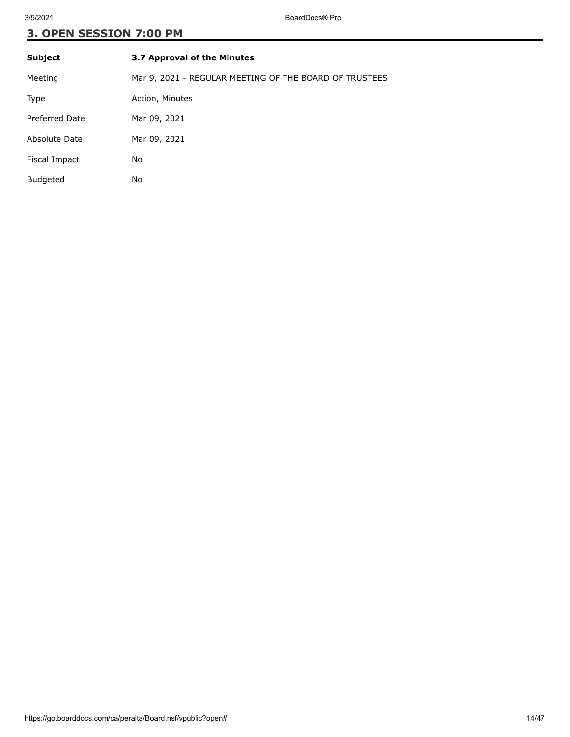## 3. OPEN SESSION 7:00 PM

| **Subject** | **3.7 Approval of the Minutes** |
|---|---|
| Meeting | Mar 9, 2021 - REGULAR MEETING OF THE BOARD OF TRUSTEES |
| Type | Action, Minutes |
| Preferred Date | Mar 09, 2021 |
| Absolute Date | Mar 09, 2021 |
| Fiscal Impact | No |
| Budgeted | No |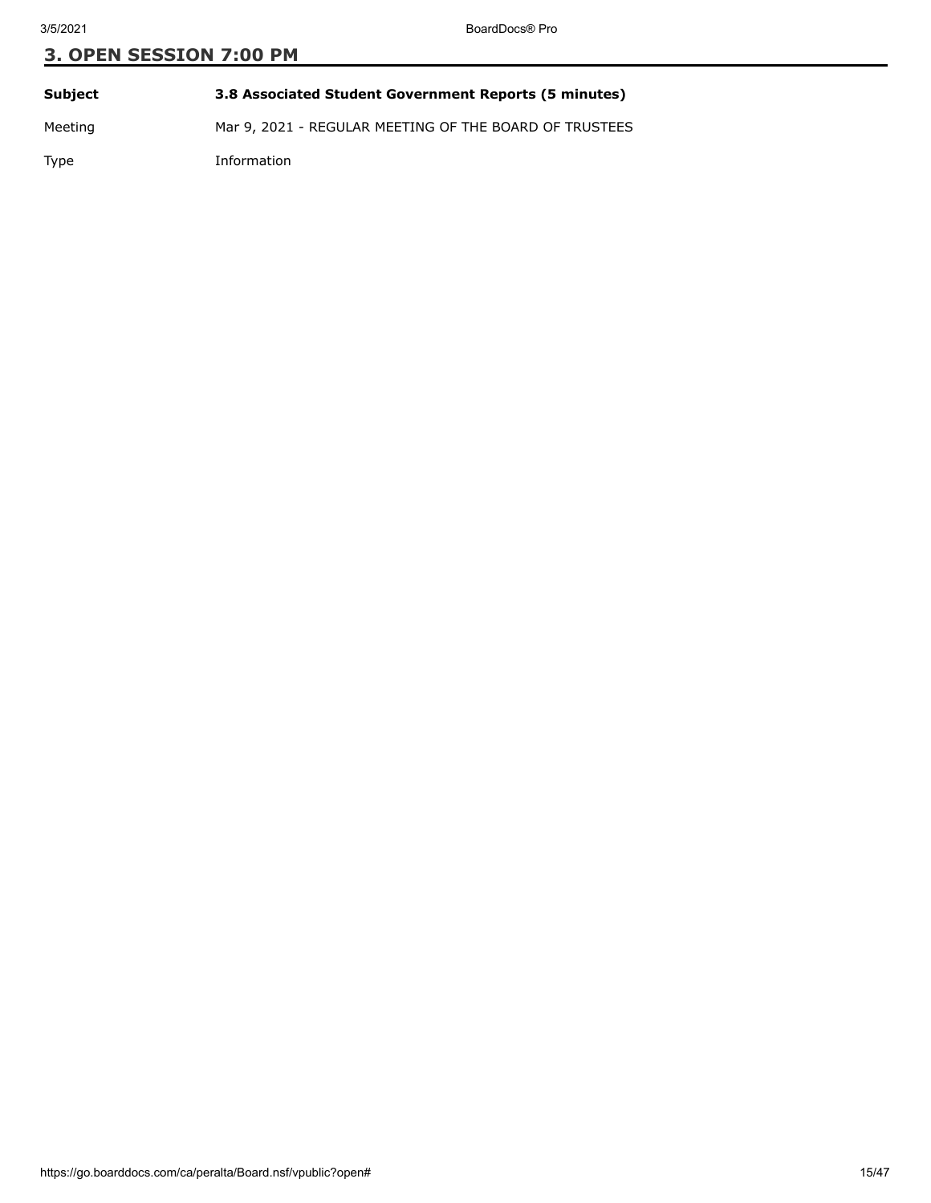## 3. OPEN SESSION 7:00 PM

| | |
|---|---|
| **Subject** | **3.8 Associated Student Government Reports (5 minutes)** |
| Meeting | Mar 9, 2021 - REGULAR MEETING OF THE BOARD OF TRUSTEES |
| Type | Information |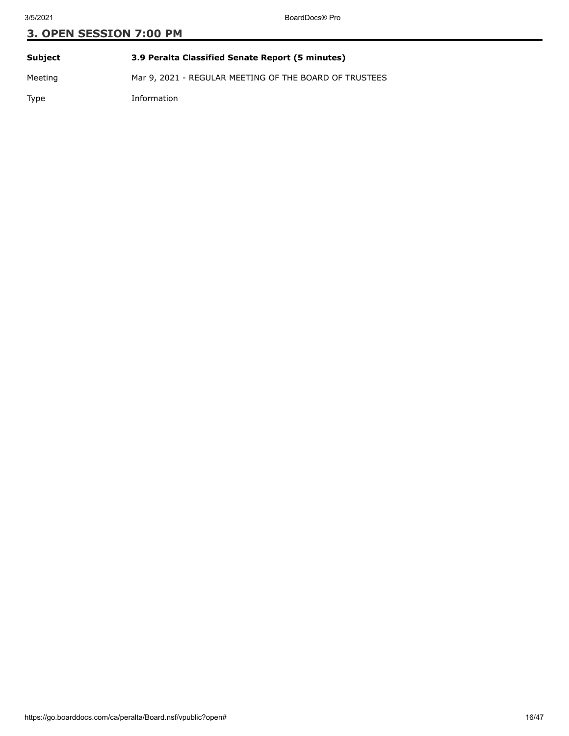## 3. OPEN SESSION 7:00 PM

| | |
|---|---|
| **Subject** | **3.9 Peralta Classified Senate Report (5 minutes)** |
| Meeting | Mar 9, 2021 - REGULAR MEETING OF THE BOARD OF TRUSTEES |
| Type | Information |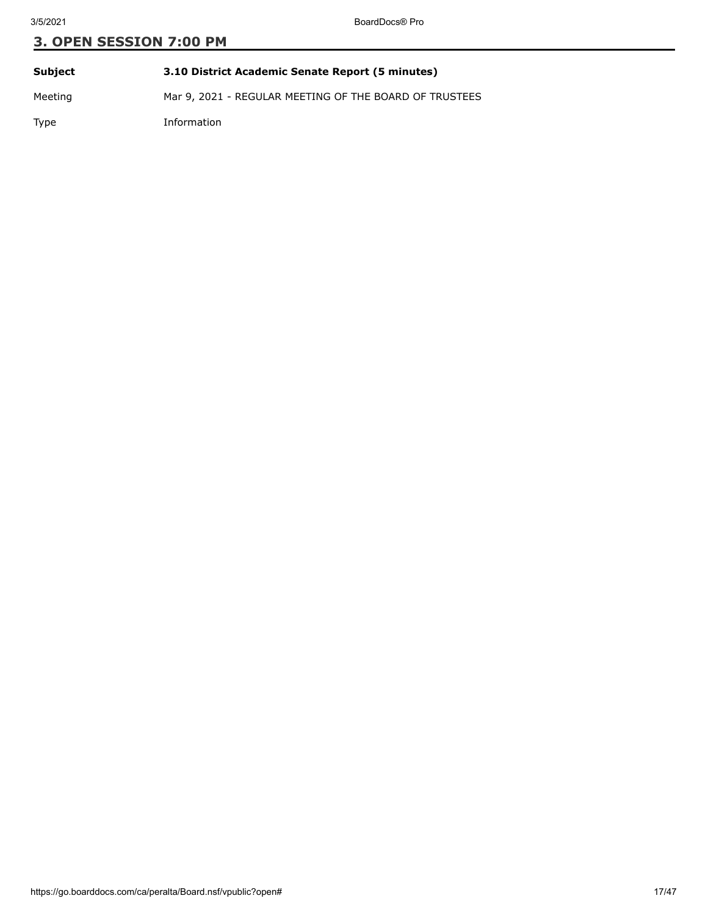## 3. OPEN SESSION 7:00 PM

| | |
|---|---|
| **Subject** | **3.10 District Academic Senate Report (5 minutes)** |
| Meeting | Mar 9, 2021 - REGULAR MEETING OF THE BOARD OF TRUSTEES |
| Type | Information |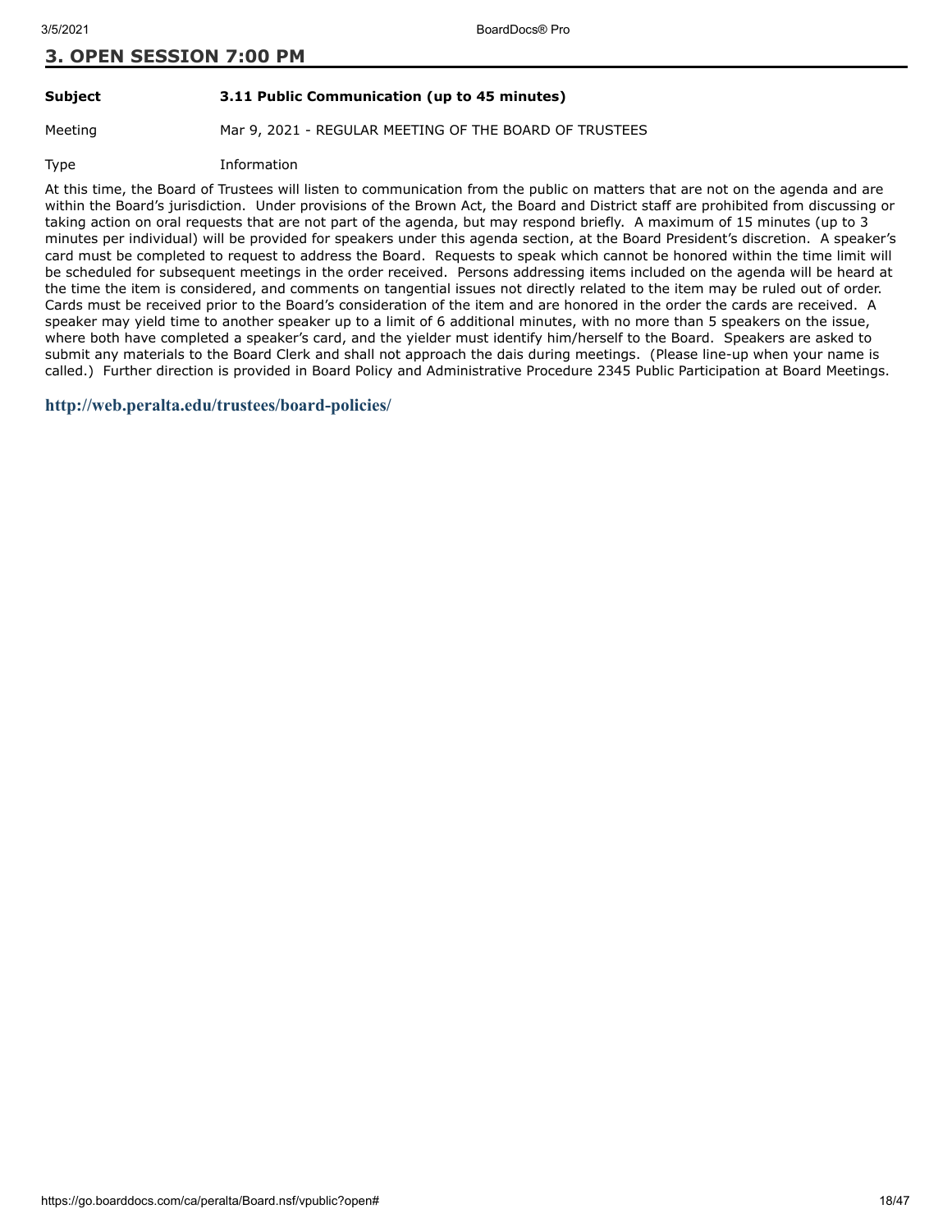## 3. OPEN SESSION 7:00 PM

**Subject** **3.11 Public Communication (up to 45 minutes)**

Meeting Mar 9, 2021 - REGULAR MEETING OF THE BOARD OF TRUSTEES

Type Information

At this time, the Board of Trustees will listen to communication from the public on matters that are not on the agenda and are within the Board's jurisdiction. Under provisions of the Brown Act, the Board and District staff are prohibited from discussing or taking action on oral requests that are not part of the agenda, but may respond briefly. A maximum of 15 minutes (up to 3 minutes per individual) will be provided for speakers under this agenda section, at the Board President's discretion. A speaker's card must be completed to request to address the Board. Requests to speak which cannot be honored within the time limit will be scheduled for subsequent meetings in the order received. Persons addressing items included on the agenda will be heard at the time the item is considered, and comments on tangential issues not directly related to the item may be ruled out of order. Cards must be received prior to the Board's consideration of the item and are honored in the order the cards are received. A speaker may yield time to another speaker up to a limit of 6 additional minutes, with no more than 5 speakers on the issue, where both have completed a speaker's card, and the yielder must identify him/herself to the Board. Speakers are asked to submit any materials to the Board Clerk and shall not approach the dais during meetings. (Please line-up when your name is called.) Further direction is provided in Board Policy and Administrative Procedure 2345 Public Participation at Board Meetings.

**http://web.peralta.edu/trustees/board-policies/**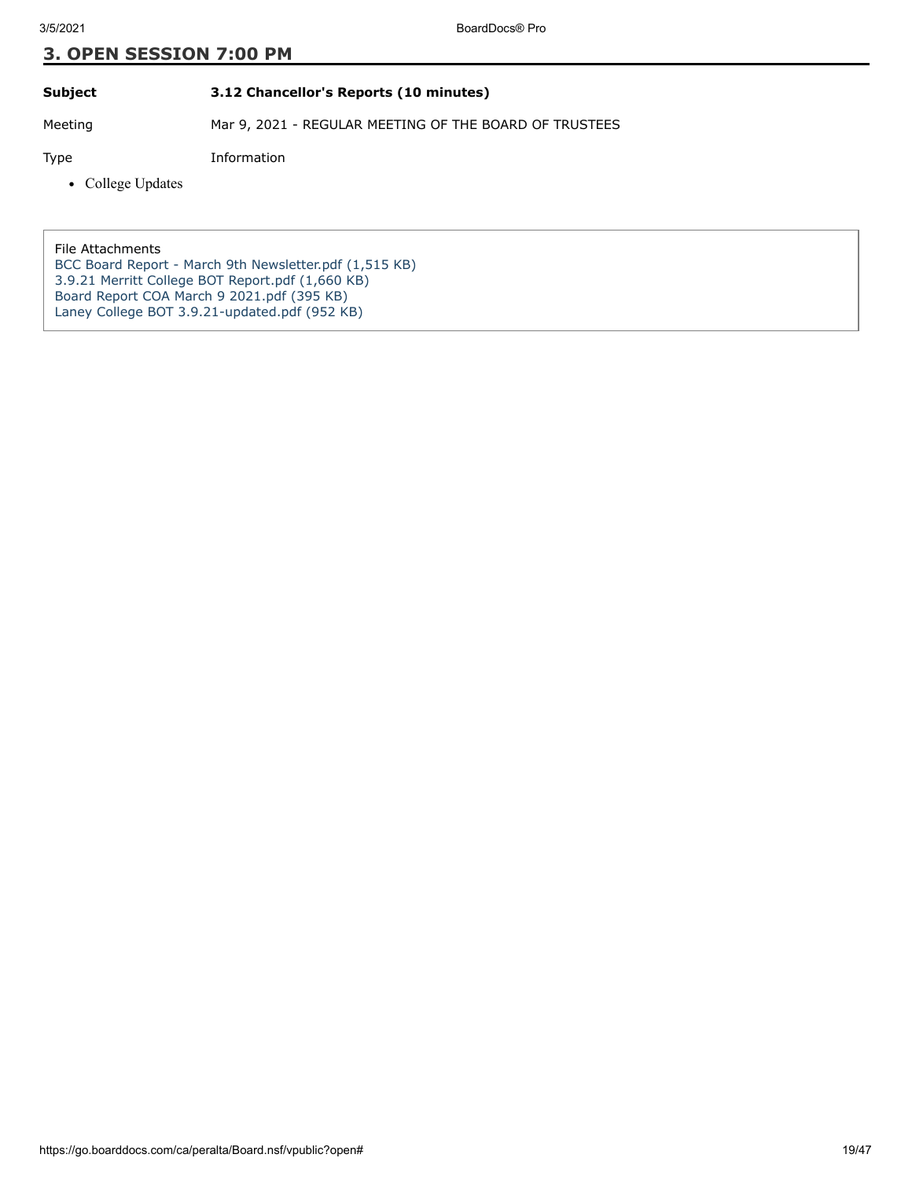## 3. OPEN SESSION 7:00 PM

| | |
|---|---|
| **Subject** | **3.12 Chancellor's Reports (10 minutes)** |
| Meeting | Mar 9, 2021 - REGULAR MEETING OF THE BOARD OF TRUSTEES |
| Type | Information |

- College Updates

File Attachments
BCC Board Report - March 9th Newsletter.pdf (1,515 KB)
3.9.21 Merritt College BOT Report.pdf (1,660 KB)
Board Report COA March 9 2021.pdf (395 KB)
Laney College BOT 3.9.21-updated.pdf (952 KB)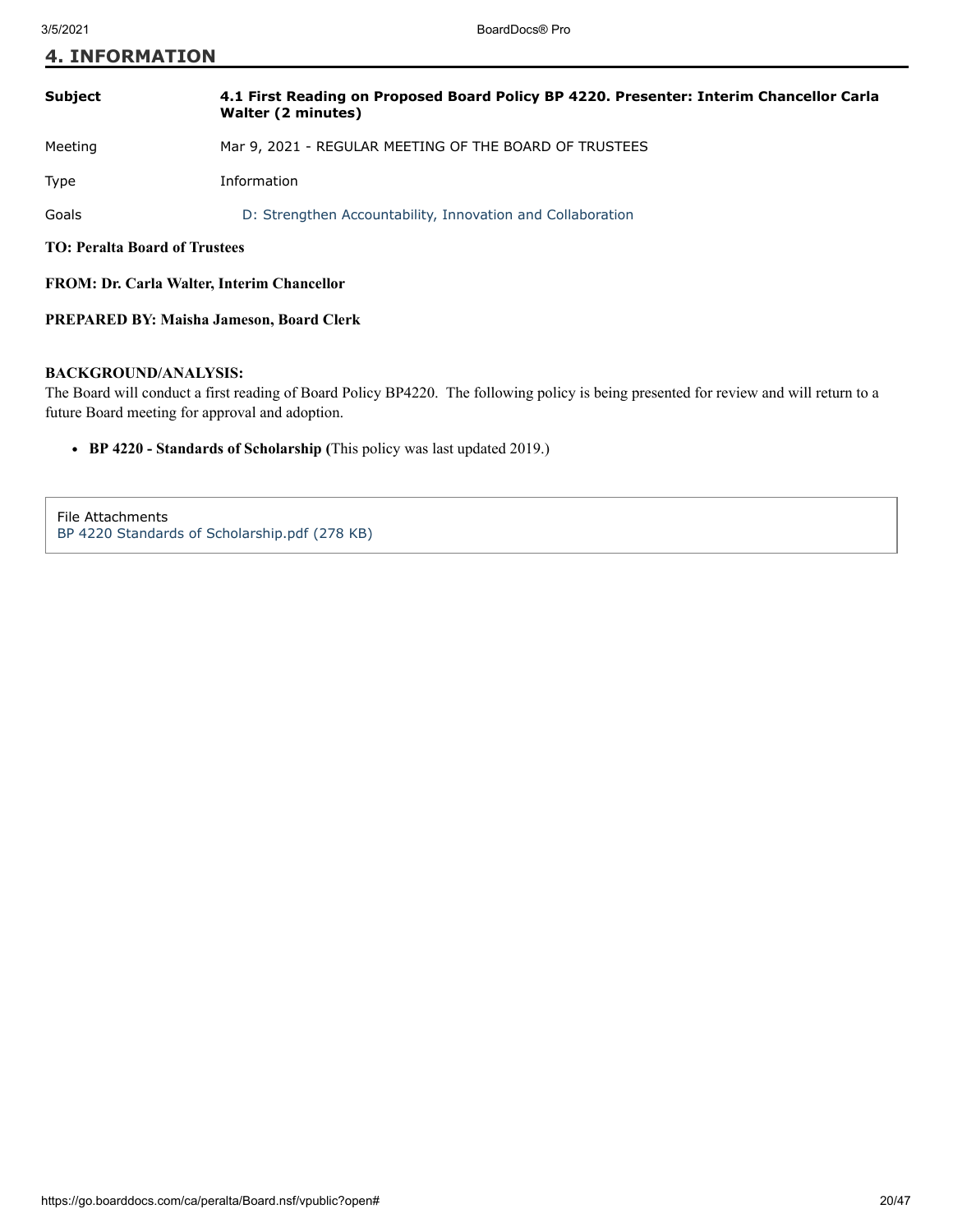## 4. INFORMATION

| | |
|---|---|
| **Subject** | **4.1 First Reading on Proposed Board Policy BP 4220. Presenter: Interim Chancellor Carla Walter (2 minutes)** |
| Meeting | Mar 9, 2021 - REGULAR MEETING OF THE BOARD OF TRUSTEES |
| Type | Information |
| Goals | D: Strengthen Accountability, Innovation and Collaboration |

**TO: Peralta Board of Trustees**

**FROM: Dr. Carla Walter, Interim Chancellor**

**PREPARED BY: Maisha Jameson, Board Clerk**

**BACKGROUND/ANALYSIS:**

The Board will conduct a first reading of Board Policy BP4220. The following policy is being presented for review and will return to a future Board meeting for approval and adoption.

- **BP 4220 - Standards of Scholarship (**This policy was last updated 2019.)

File Attachments

BP 4220 Standards of Scholarship.pdf (278 KB)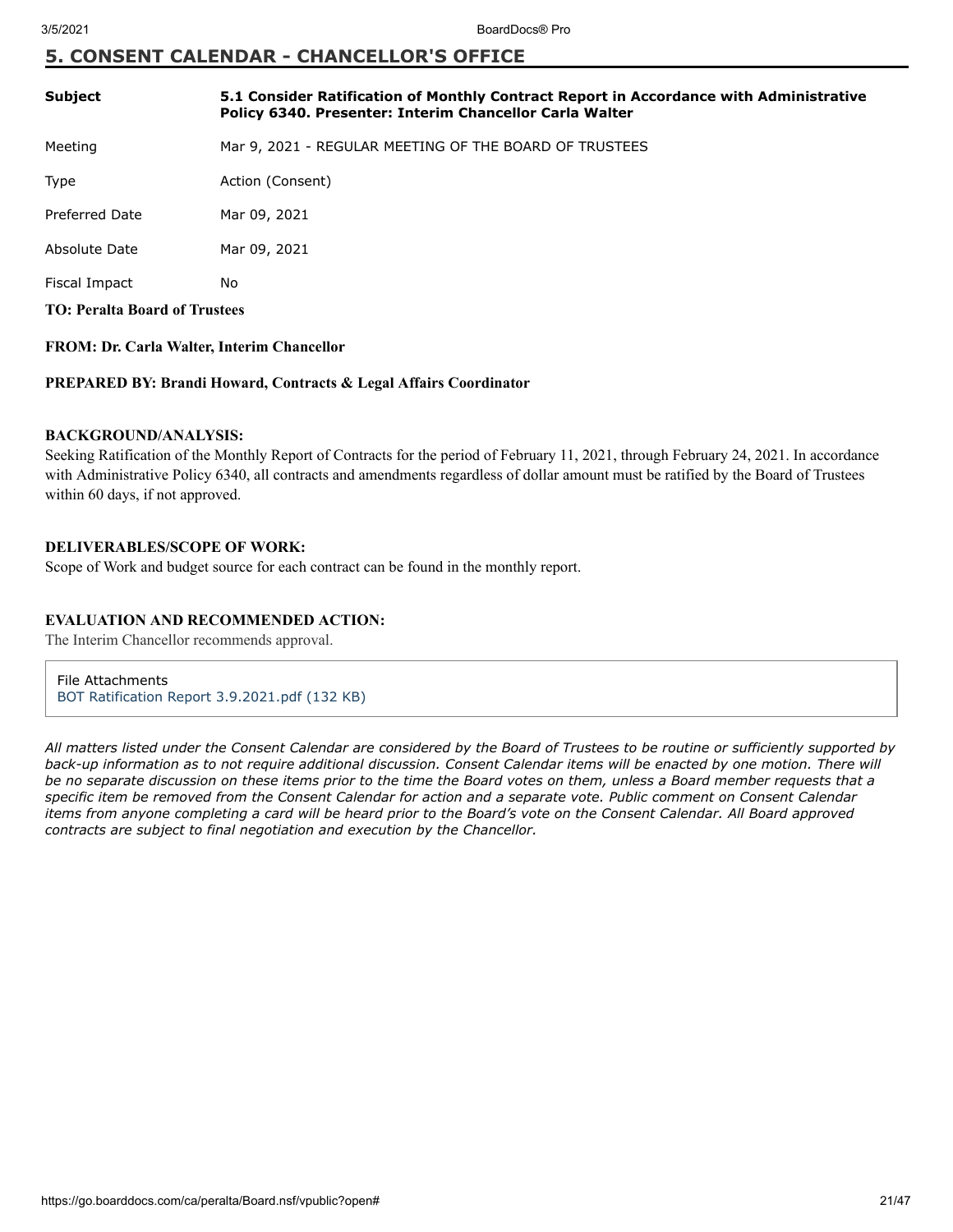## 5. CONSENT CALENDAR - CHANCELLOR'S OFFICE

| | |
|---|---|
| **Subject** | **5.1 Consider Ratification of Monthly Contract Report in Accordance with Administrative Policy 6340. Presenter: Interim Chancellor Carla Walter** |
| Meeting | Mar 9, 2021 - REGULAR MEETING OF THE BOARD OF TRUSTEES |
| Type | Action (Consent) |
| Preferred Date | Mar 09, 2021 |
| Absolute Date | Mar 09, 2021 |
| Fiscal Impact | No |

**TO: Peralta Board of Trustees**

**FROM: Dr. Carla Walter, Interim Chancellor**

**PREPARED BY: Brandi Howard, Contracts & Legal Affairs Coordinator**

**BACKGROUND/ANALYSIS:**

Seeking Ratification of the Monthly Report of Contracts for the period of February 11, 2021, through February 24, 2021. In accordance with Administrative Policy 6340, all contracts and amendments regardless of dollar amount must be ratified by the Board of Trustees within 60 days, if not approved.

**DELIVERABLES/SCOPE OF WORK:**

Scope of Work and budget source for each contract can be found in the monthly report.

**EVALUATION AND RECOMMENDED ACTION:**

The Interim Chancellor recommends approval.

File Attachments
BOT Ratification Report 3.9.2021.pdf (132 KB)

*All matters listed under the Consent Calendar are considered by the Board of Trustees to be routine or sufficiently supported by back-up information as to not require additional discussion. Consent Calendar items will be enacted by one motion. There will be no separate discussion on these items prior to the time the Board votes on them, unless a Board member requests that a specific item be removed from the Consent Calendar for action and a separate vote. Public comment on Consent Calendar items from anyone completing a card will be heard prior to the Board's vote on the Consent Calendar. All Board approved contracts are subject to final negotiation and execution by the Chancellor.*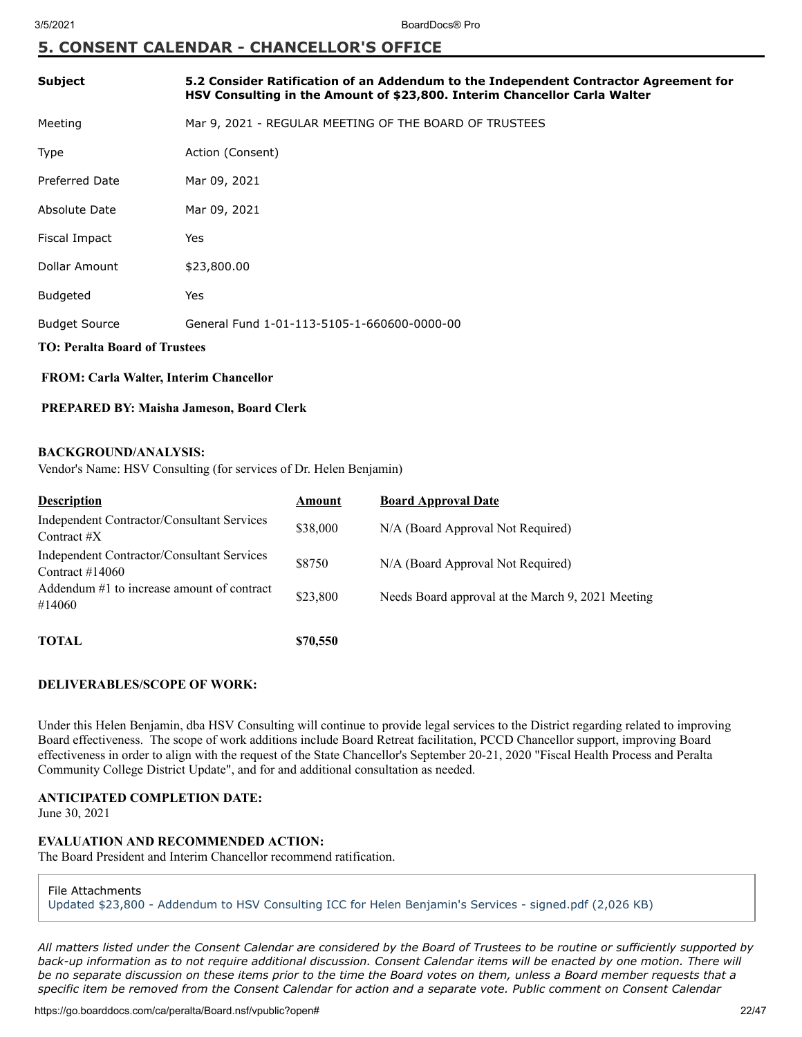## 5. CONSENT CALENDAR - CHANCELLOR'S OFFICE

| | |
|---|---|
| **Subject** | **5.2 Consider Ratification of an Addendum to the Independent Contractor Agreement for HSV Consulting in the Amount of $23,800. Interim Chancellor Carla Walter** |
| Meeting | Mar 9, 2021 - REGULAR MEETING OF THE BOARD OF TRUSTEES |
| Type | Action (Consent) |
| Preferred Date | Mar 09, 2021 |
| Absolute Date | Mar 09, 2021 |
| Fiscal Impact | Yes |
| Dollar Amount | $23,800.00 |
| Budgeted | Yes |
| Budget Source | General Fund 1-01-113-5105-1-660600-0000-00 |

**TO: Peralta Board of Trustees**

**FROM: Carla Walter, Interim Chancellor**

**PREPARED BY: Maisha Jameson, Board Clerk**

**BACKGROUND/ANALYSIS:**

Vendor's Name: HSV Consulting (for services of Dr. Helen Benjamin)

| Description | Amount | Board Approval Date |
|---|---|---|
| Independent Contractor/Consultant Services Contract #X | $38,000 | N/A (Board Approval Not Required) |
| Independent Contractor/Consultant Services Contract #14060 | $8750 | N/A (Board Approval Not Required) |
| Addendum #1 to increase amount of contract #14060 | $23,800 | Needs Board approval at the March 9, 2021 Meeting |
| **TOTAL** | **$70,550** | |

**DELIVERABLES/SCOPE OF WORK:**

Under this Helen Benjamin, dba HSV Consulting will continue to provide legal services to the District regarding related to improving Board effectiveness. The scope of work additions include Board Retreat facilitation, PCCD Chancellor support, improving Board effectiveness in order to align with the request of the State Chancellor's September 20-21, 2020 "Fiscal Health Process and Peralta Community College District Update", and for and additional consultation as needed.

**ANTICIPATED COMPLETION DATE:**

June 30, 2021

**EVALUATION AND RECOMMENDED ACTION:**

The Board President and Interim Chancellor recommend ratification.

File Attachments

Updated $23,800 - Addendum to HSV Consulting ICC for Helen Benjamin's Services - signed.pdf (2,026 KB)

*All matters listed under the Consent Calendar are considered by the Board of Trustees to be routine or sufficiently supported by back-up information as to not require additional discussion. Consent Calendar items will be enacted by one motion. There will be no separate discussion on these items prior to the time the Board votes on them, unless a Board member requests that a specific item be removed from the Consent Calendar for action and a separate vote. Public comment on Consent Calendar*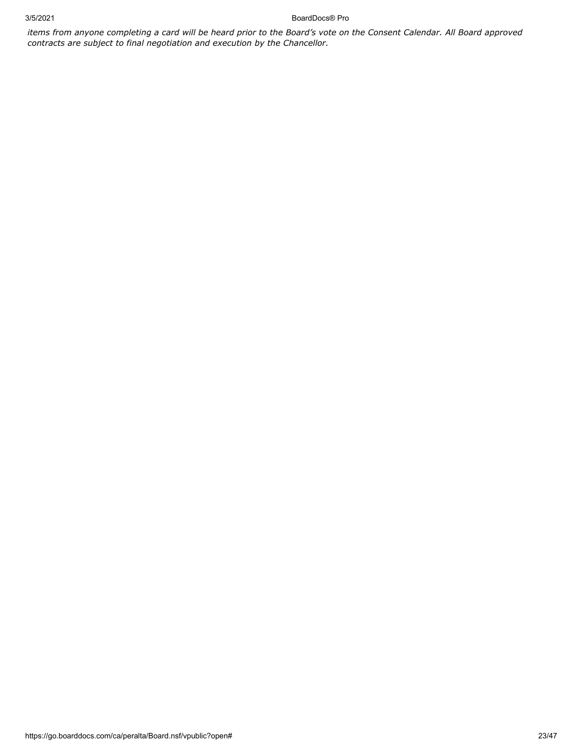*items from anyone completing a card will be heard prior to the Board's vote on the Consent Calendar. All Board approved contracts are subject to final negotiation and execution by the Chancellor.*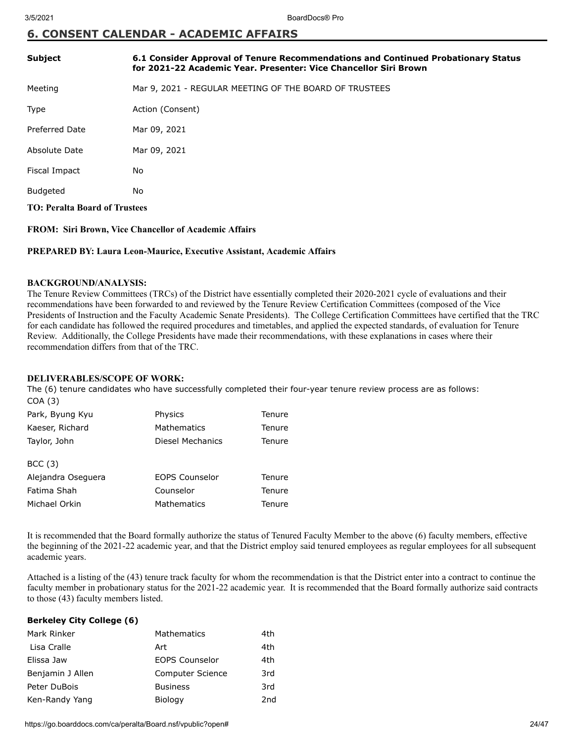## 6. CONSENT CALENDAR - ACADEMIC AFFAIRS

| | |
|---|---|
| **Subject** | **6.1 Consider Approval of Tenure Recommendations and Continued Probationary Status for 2021-22 Academic Year. Presenter: Vice Chancellor Siri Brown** |
| Meeting | Mar 9, 2021 - REGULAR MEETING OF THE BOARD OF TRUSTEES |
| Type | Action (Consent) |
| Preferred Date | Mar 09, 2021 |
| Absolute Date | Mar 09, 2021 |
| Fiscal Impact | No |
| Budgeted | No |

**TO: Peralta Board of Trustees**

**FROM: Siri Brown, Vice Chancellor of Academic Affairs**

**PREPARED BY: Laura Leon-Maurice, Executive Assistant, Academic Affairs**

**BACKGROUND/ANALYSIS:**

The Tenure Review Committees (TRCs) of the District have essentially completed their 2020-2021 cycle of evaluations and their recommendations have been forwarded to and reviewed by the Tenure Review Certification Committees (composed of the Vice Presidents of Instruction and the Faculty Academic Senate Presidents). The College Certification Committees have certified that the TRC for each candidate has followed the required procedures and timetables, and applied the expected standards, of evaluation for Tenure Review. Additionally, the College Presidents have made their recommendations, with these explanations in cases where their recommendation differs from that of the TRC.

**DELIVERABLES/SCOPE OF WORK:**

The (6) tenure candidates who have successfully completed their four-year tenure review process are as follows:

COA (3)

| | | |
|---|---|---|
| Park, Byung Kyu | Physics | Tenure |
| Kaeser, Richard | Mathematics | Tenure |
| Taylor, John | Diesel Mechanics | Tenure |

BCC (3)

| | | |
|---|---|---|
| Alejandra Oseguera | EOPS Counselor | Tenure |
| Fatima Shah | Counselor | Tenure |
| Michael Orkin | Mathematics | Tenure |

It is recommended that the Board formally authorize the status of Tenured Faculty Member to the above (6) faculty members, effective the beginning of the 2021-22 academic year, and that the District employ said tenured employees as regular employees for all subsequent academic years.

Attached is a listing of the (43) tenure track faculty for whom the recommendation is that the District enter into a contract to continue the faculty member in probationary status for the 2021-22 academic year. It is recommended that the Board formally authorize said contracts to those (43) faculty members listed.

**Berkeley City College (6)**

| | | |
|---|---|---|
| Mark Rinker | Mathematics | 4th |
| Lisa Cralle | Art | 4th |
| Elissa Jaw | EOPS Counselor | 4th |
| Benjamin J Allen | Computer Science | 3rd |
| Peter DuBois | Business | 3rd |
| Ken-Randy Yang | Biology | 2nd |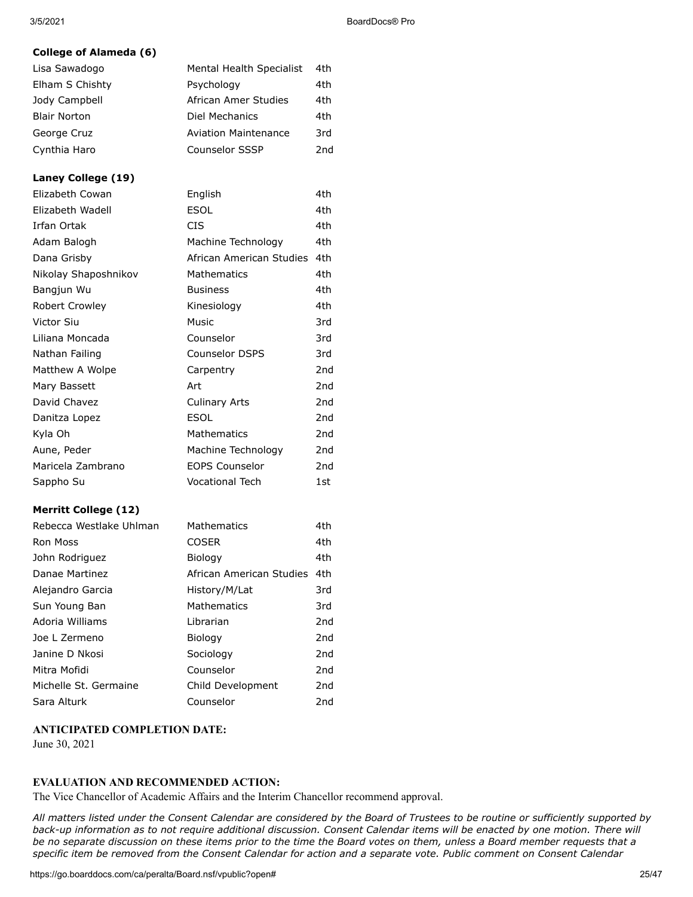**College of Alameda (6)**

| | | |
|---|---|---|
| Lisa Sawadogo | Mental Health Specialist | 4th |
| Elham S Chishty | Psychology | 4th |
| Jody Campbell | African Amer Studies | 4th |
| Blair Norton | Diel Mechanics | 4th |
| George Cruz | Aviation Maintenance | 3rd |
| Cynthia Haro | Counselor SSSP | 2nd |

**Laney College (19)**

| | | |
|---|---|---|
| Elizabeth Cowan | English | 4th |
| Elizabeth Wadell | ESOL | 4th |
| Irfan Ortak | CIS | 4th |
| Adam Balogh | Machine Technology | 4th |
| Dana Grisby | African American Studies | 4th |
| Nikolay Shaposhnikov | Mathematics | 4th |
| Bangjun Wu | Business | 4th |
| Robert Crowley | Kinesiology | 4th |
| Victor Siu | Music | 3rd |
| Liliana Moncada | Counselor | 3rd |
| Nathan Failing | Counselor DSPS | 3rd |
| Matthew A Wolpe | Carpentry | 2nd |
| Mary Bassett | Art | 2nd |
| David Chavez | Culinary Arts | 2nd |
| Danitza Lopez | ESOL | 2nd |
| Kyla Oh | Mathematics | 2nd |
| Aune, Peder | Machine Technology | 2nd |
| Maricela Zambrano | EOPS Counselor | 2nd |
| Sappho Su | Vocational Tech | 1st |

**Merritt College (12)**

| | | |
|---|---|---|
| Rebecca Westlake Uhlman | Mathematics | 4th |
| Ron Moss | COSER | 4th |
| John Rodriguez | Biology | 4th |
| Danae Martinez | African American Studies | 4th |
| Alejandro Garcia | History/M/Lat | 3rd |
| Sun Young Ban | Mathematics | 3rd |
| Adoria Williams | Librarian | 2nd |
| Joe L Zermeno | Biology | 2nd |
| Janine D Nkosi | Sociology | 2nd |
| Mitra Mofidi | Counselor | 2nd |
| Michelle St. Germaine | Child Development | 2nd |
| Sara Alturk | Counselor | 2nd |

**ANTICIPATED COMPLETION DATE:**

June 30, 2021

**EVALUATION AND RECOMMENDED ACTION:**

The Vice Chancellor of Academic Affairs and the Interim Chancellor recommend approval.

*All matters listed under the Consent Calendar are considered by the Board of Trustees to be routine or sufficiently supported by back-up information as to not require additional discussion. Consent Calendar items will be enacted by one motion. There will be no separate discussion on these items prior to the time the Board votes on them, unless a Board member requests that a specific item be removed from the Consent Calendar for action and a separate vote. Public comment on Consent Calendar*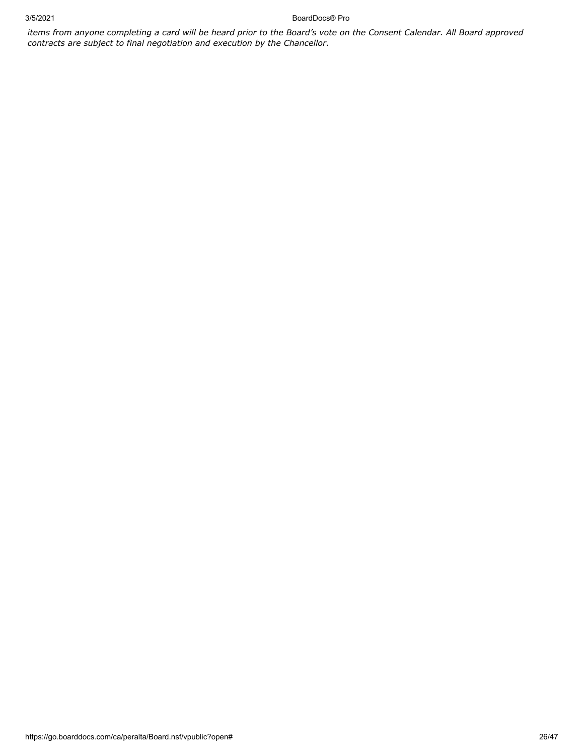*items from anyone completing a card will be heard prior to the Board's vote on the Consent Calendar. All Board approved contracts are subject to final negotiation and execution by the Chancellor.*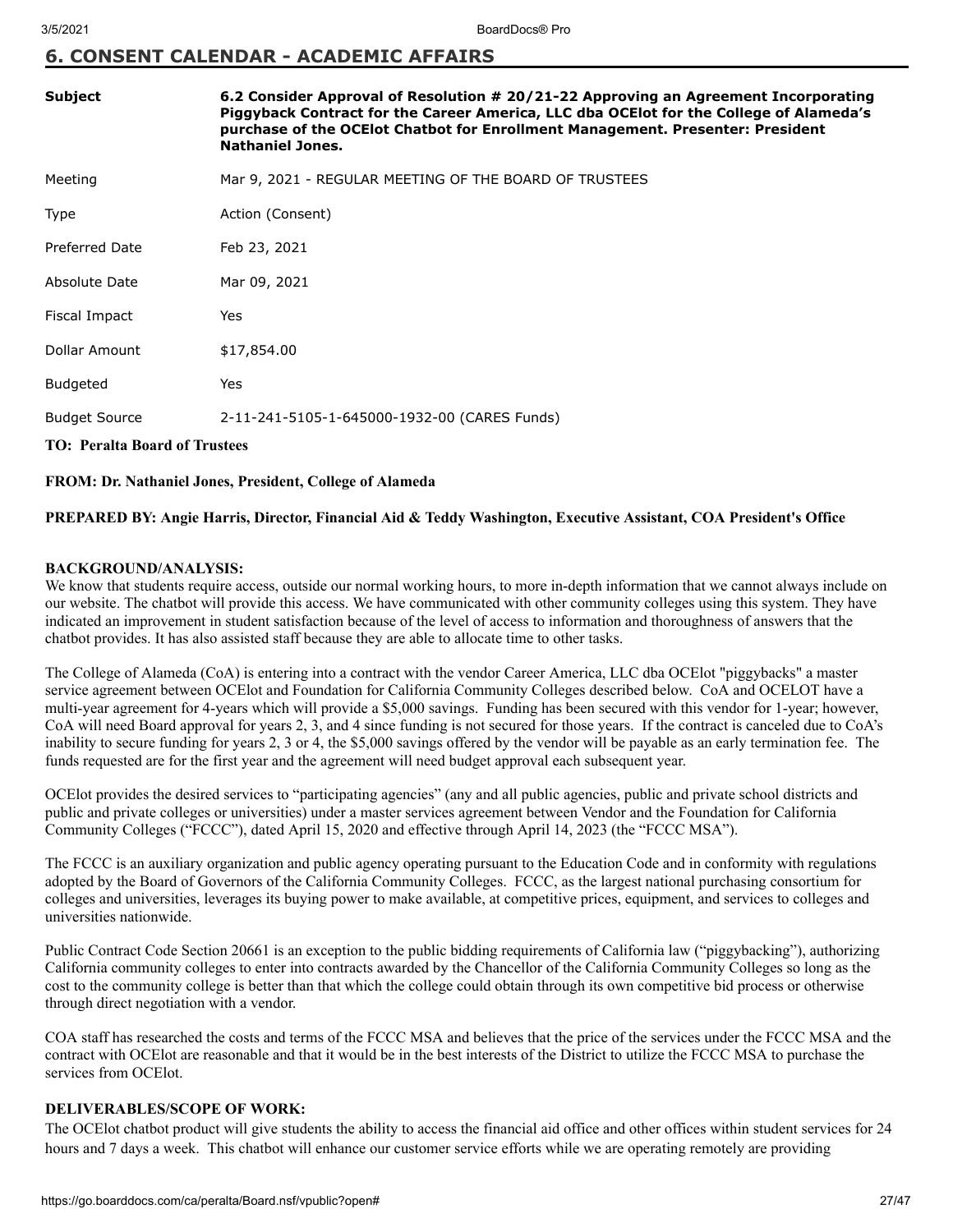## 6. CONSENT CALENDAR - ACADEMIC AFFAIRS

| | |
|---|---|
| **Subject** | **6.2 Consider Approval of Resolution # 20/21-22 Approving an Agreement Incorporating Piggyback Contract for the Career America, LLC dba OCElot for the College of Alameda's purchase of the OCElot Chatbot for Enrollment Management. Presenter: President Nathaniel Jones.** |
| Meeting | Mar 9, 2021 - REGULAR MEETING OF THE BOARD OF TRUSTEES |
| Type | Action (Consent) |
| Preferred Date | Feb 23, 2021 |
| Absolute Date | Mar 09, 2021 |
| Fiscal Impact | Yes |
| Dollar Amount | $17,854.00 |
| Budgeted | Yes |
| Budget Source | 2-11-241-5105-1-645000-1932-00 (CARES Funds) |

**TO: Peralta Board of Trustees**

**FROM: Dr. Nathaniel Jones, President, College of Alameda**

**PREPARED BY: Angie Harris, Director, Financial Aid & Teddy Washington, Executive Assistant, COA President's Office**

**BACKGROUND/ANALYSIS:**

We know that students require access, outside our normal working hours, to more in-depth information that we cannot always include on our website. The chatbot will provide this access. We have communicated with other community colleges using this system. They have indicated an improvement in student satisfaction because of the level of access to information and thoroughness of answers that the chatbot provides. It has also assisted staff because they are able to allocate time to other tasks.

The College of Alameda (CoA) is entering into a contract with the vendor Career America, LLC dba OCElot "piggybacks" a master service agreement between OCElot and Foundation for California Community Colleges described below. CoA and OCELOT have a multi-year agreement for 4-years which will provide a $5,000 savings. Funding has been secured with this vendor for 1-year; however, CoA will need Board approval for years 2, 3, and 4 since funding is not secured for those years. If the contract is canceled due to CoA's inability to secure funding for years 2, 3 or 4, the $5,000 savings offered by the vendor will be payable as an early termination fee. The funds requested are for the first year and the agreement will need budget approval each subsequent year.

OCElot provides the desired services to "participating agencies" (any and all public agencies, public and private school districts and public and private colleges or universities) under a master services agreement between Vendor and the Foundation for California Community Colleges ("FCCC"), dated April 15, 2020 and effective through April 14, 2023 (the "FCCC MSA").

The FCCC is an auxiliary organization and public agency operating pursuant to the Education Code and in conformity with regulations adopted by the Board of Governors of the California Community Colleges. FCCC, as the largest national purchasing consortium for colleges and universities, leverages its buying power to make available, at competitive prices, equipment, and services to colleges and universities nationwide.

Public Contract Code Section 20661 is an exception to the public bidding requirements of California law ("piggybacking"), authorizing California community colleges to enter into contracts awarded by the Chancellor of the California Community Colleges so long as the cost to the community college is better than that which the college could obtain through its own competitive bid process or otherwise through direct negotiation with a vendor.

COA staff has researched the costs and terms of the FCCC MSA and believes that the price of the services under the FCCC MSA and the contract with OCElot are reasonable and that it would be in the best interests of the District to utilize the FCCC MSA to purchase the services from OCElot.

**DELIVERABLES/SCOPE OF WORK:**

The OCElot chatbot product will give students the ability to access the financial aid office and other offices within student services for 24 hours and 7 days a week. This chatbot will enhance our customer service efforts while we are operating remotely are providing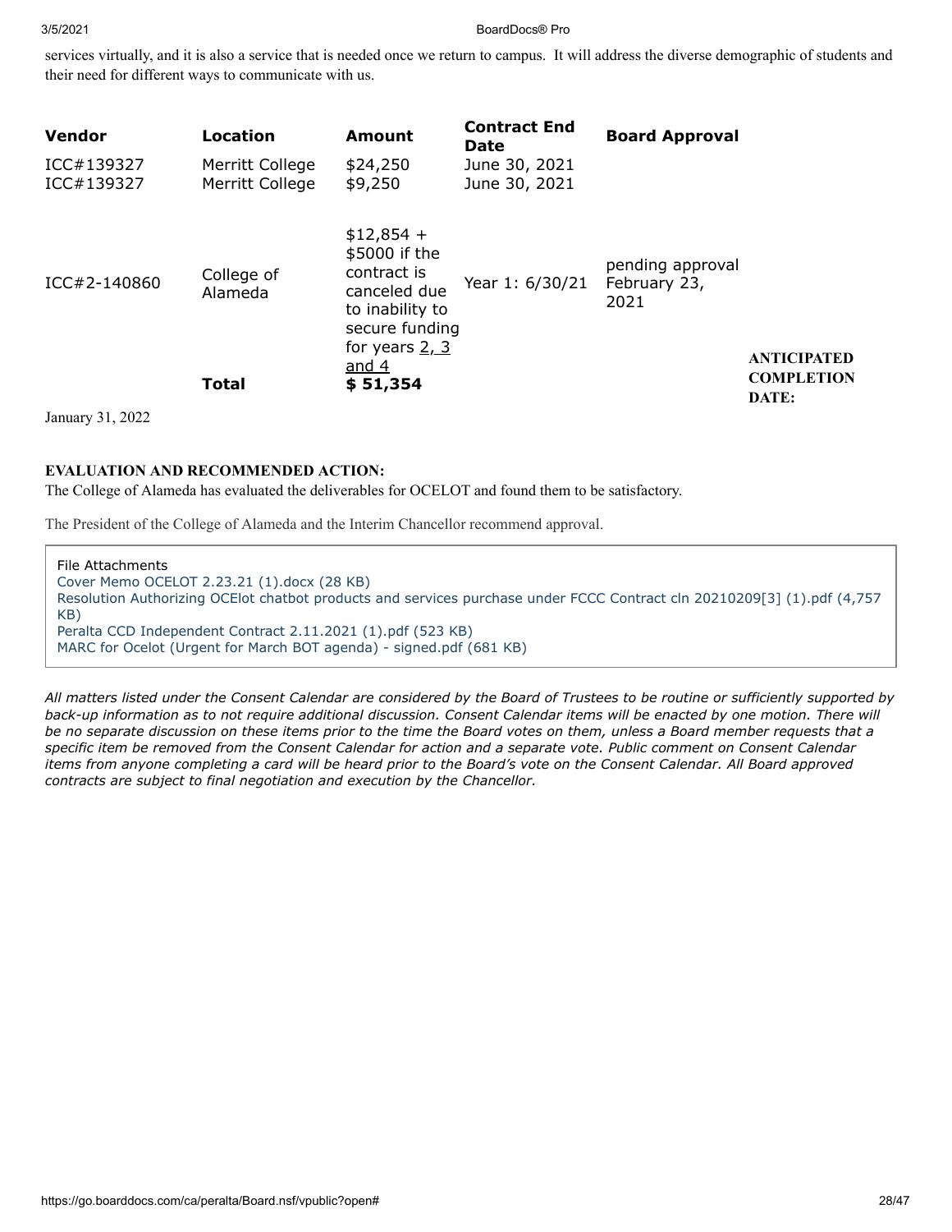services virtually, and it is also a service that is needed once we return to campus. It will address the diverse demographic of students and their need for different ways to communicate with us.

| Vendor | Location | Amount | Contract End Date | Board Approval |
|---|---|---|---|---|
| ICC#139327 | Merritt College | $24,250 | June 30, 2021 | |
| ICC#139327 | Merritt College | $9,250 | June 30, 2021 | |
| ICC#2-140860 | College of Alameda | $12,854 + $5000 if the contract is canceled due to inability to secure funding for years 2, 3 and 4 | Year 1: 6/30/21 | pending approval February 23, 2021 |
| | Total | $ 51,354 | | |

**ANTICIPATED COMPLETION DATE:**

January 31, 2022

**EVALUATION AND RECOMMENDED ACTION:**

The College of Alameda has evaluated the deliverables for OCELOT and found them to be satisfactory.

The President of the College of Alameda and the Interim Chancellor recommend approval.

File Attachments
Cover Memo OCELOT 2.23.21 (1).docx (28 KB)
Resolution Authorizing OCElot chatbot products and services purchase under FCCC Contract cln 20210209[3] (1).pdf (4,757 KB)
Peralta CCD Independent Contract 2.11.2021 (1).pdf (523 KB)
MARC for Ocelot (Urgent for March BOT agenda) - signed.pdf (681 KB)

*All matters listed under the Consent Calendar are considered by the Board of Trustees to be routine or sufficiently supported by back-up information as to not require additional discussion. Consent Calendar items will be enacted by one motion. There will be no separate discussion on these items prior to the time the Board votes on them, unless a Board member requests that a specific item be removed from the Consent Calendar for action and a separate vote. Public comment on Consent Calendar items from anyone completing a card will be heard prior to the Board's vote on the Consent Calendar. All Board approved contracts are subject to final negotiation and execution by the Chancellor.*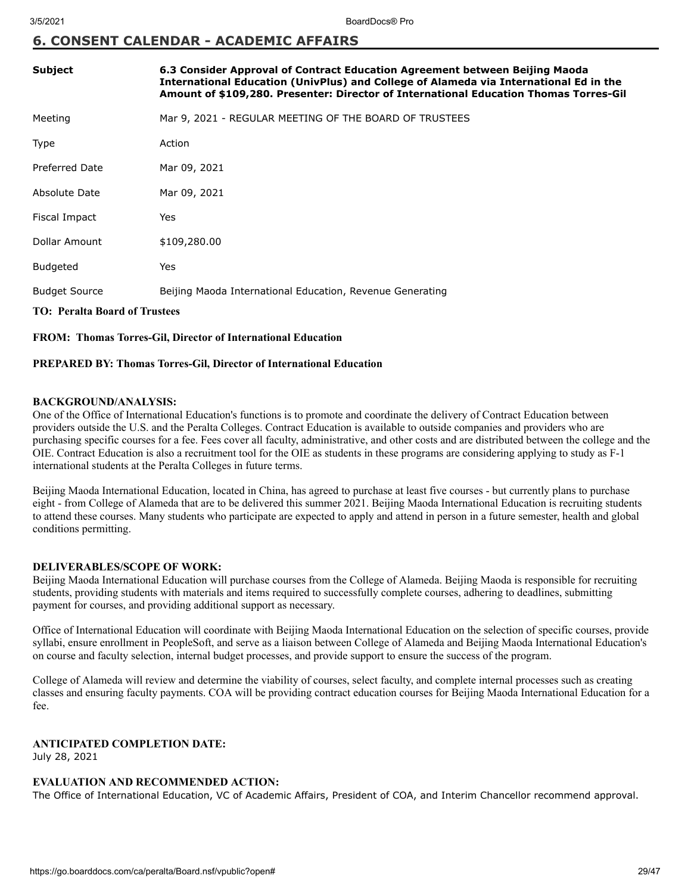## 6. CONSENT CALENDAR - ACADEMIC AFFAIRS

| | |
|---|---|
| **Subject** | **6.3 Consider Approval of Contract Education Agreement between Beijing Maoda International Education (UnivPlus) and College of Alameda via International Ed in the Amount of $109,280. Presenter: Director of International Education Thomas Torres-Gil** |
| Meeting | Mar 9, 2021 - REGULAR MEETING OF THE BOARD OF TRUSTEES |
| Type | Action |
| Preferred Date | Mar 09, 2021 |
| Absolute Date | Mar 09, 2021 |
| Fiscal Impact | Yes |
| Dollar Amount | $109,280.00 |
| Budgeted | Yes |
| Budget Source | Beijing Maoda International Education, Revenue Generating |

**TO: Peralta Board of Trustees**

**FROM: Thomas Torres-Gil, Director of International Education**

**PREPARED BY: Thomas Torres-Gil, Director of International Education**

**BACKGROUND/ANALYSIS:**

One of the Office of International Education's functions is to promote and coordinate the delivery of Contract Education between providers outside the U.S. and the Peralta Colleges. Contract Education is available to outside companies and providers who are purchasing specific courses for a fee. Fees cover all faculty, administrative, and other costs and are distributed between the college and the OIE. Contract Education is also a recruitment tool for the OIE as students in these programs are considering applying to study as F-1 international students at the Peralta Colleges in future terms.

Beijing Maoda International Education, located in China, has agreed to purchase at least five courses - but currently plans to purchase eight - from College of Alameda that are to be delivered this summer 2021. Beijing Maoda International Education is recruiting students to attend these courses. Many students who participate are expected to apply and attend in person in a future semester, health and global conditions permitting.

**DELIVERABLES/SCOPE OF WORK:**

Beijing Maoda International Education will purchase courses from the College of Alameda. Beijing Maoda is responsible for recruiting students, providing students with materials and items required to successfully complete courses, adhering to deadlines, submitting payment for courses, and providing additional support as necessary.

Office of International Education will coordinate with Beijing Maoda International Education on the selection of specific courses, provide syllabi, ensure enrollment in PeopleSoft, and serve as a liaison between College of Alameda and Beijing Maoda International Education's on course and faculty selection, internal budget processes, and provide support to ensure the success of the program.

College of Alameda will review and determine the viability of courses, select faculty, and complete internal processes such as creating classes and ensuring faculty payments. COA will be providing contract education courses for Beijing Maoda International Education for a fee.

**ANTICIPATED COMPLETION DATE:**

July 28, 2021

**EVALUATION AND RECOMMENDED ACTION:**

The Office of International Education, VC of Academic Affairs, President of COA, and Interim Chancellor recommend approval.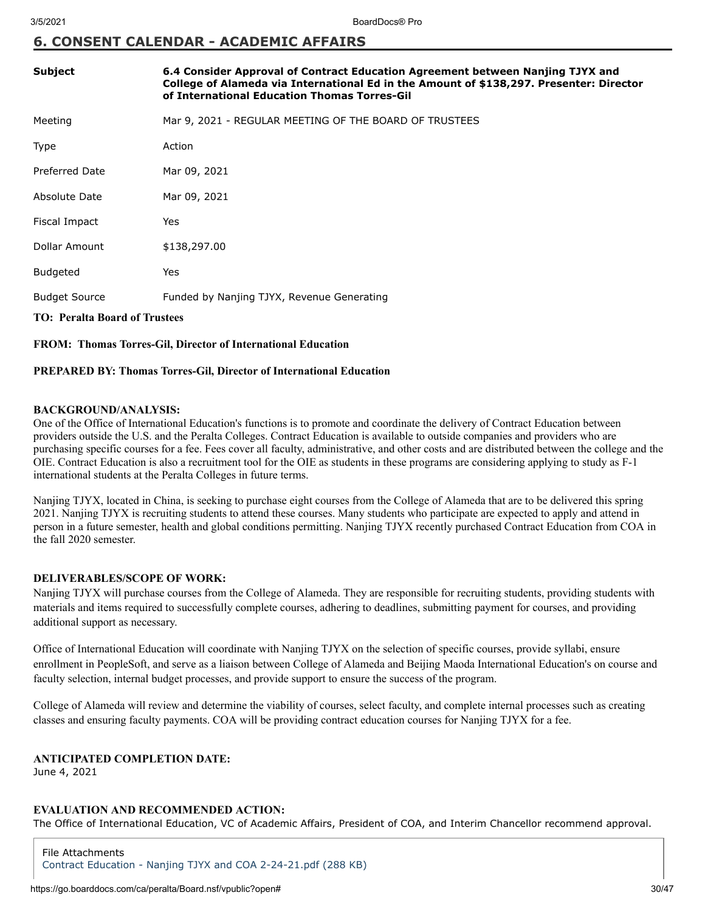## 6. CONSENT CALENDAR - ACADEMIC AFFAIRS

| | |
|---|---|
| **Subject** | **6.4 Consider Approval of Contract Education Agreement between Nanjing TJYX and College of Alameda via International Ed in the Amount of $138,297. Presenter: Director of International Education Thomas Torres-Gil** |
| Meeting | Mar 9, 2021 - REGULAR MEETING OF THE BOARD OF TRUSTEES |
| Type | Action |
| Preferred Date | Mar 09, 2021 |
| Absolute Date | Mar 09, 2021 |
| Fiscal Impact | Yes |
| Dollar Amount | $138,297.00 |
| Budgeted | Yes |
| Budget Source | Funded by Nanjing TJYX, Revenue Generating |

**TO: Peralta Board of Trustees**

**FROM: Thomas Torres-Gil, Director of International Education**

**PREPARED BY: Thomas Torres-Gil, Director of International Education**

**BACKGROUND/ANALYSIS:**

One of the Office of International Education's functions is to promote and coordinate the delivery of Contract Education between providers outside the U.S. and the Peralta Colleges. Contract Education is available to outside companies and providers who are purchasing specific courses for a fee. Fees cover all faculty, administrative, and other costs and are distributed between the college and the OIE. Contract Education is also a recruitment tool for the OIE as students in these programs are considering applying to study as F-1 international students at the Peralta Colleges in future terms.

Nanjing TJYX, located in China, is seeking to purchase eight courses from the College of Alameda that are to be delivered this spring 2021. Nanjing TJYX is recruiting students to attend these courses. Many students who participate are expected to apply and attend in person in a future semester, health and global conditions permitting. Nanjing TJYX recently purchased Contract Education from COA in the fall 2020 semester.

**DELIVERABLES/SCOPE OF WORK:**

Nanjing TJYX will purchase courses from the College of Alameda. They are responsible for recruiting students, providing students with materials and items required to successfully complete courses, adhering to deadlines, submitting payment for courses, and providing additional support as necessary.

Office of International Education will coordinate with Nanjing TJYX on the selection of specific courses, provide syllabi, ensure enrollment in PeopleSoft, and serve as a liaison between College of Alameda and Beijing Maoda International Education's on course and faculty selection, internal budget processes, and provide support to ensure the success of the program.

College of Alameda will review and determine the viability of courses, select faculty, and complete internal processes such as creating classes and ensuring faculty payments. COA will be providing contract education courses for Nanjing TJYX for a fee.

**ANTICIPATED COMPLETION DATE:**

June 4, 2021

**EVALUATION AND RECOMMENDED ACTION:**

The Office of International Education, VC of Academic Affairs, President of COA, and Interim Chancellor recommend approval.

File Attachments

Contract Education - Nanjing TJYX and COA 2-24-21.pdf (288 KB)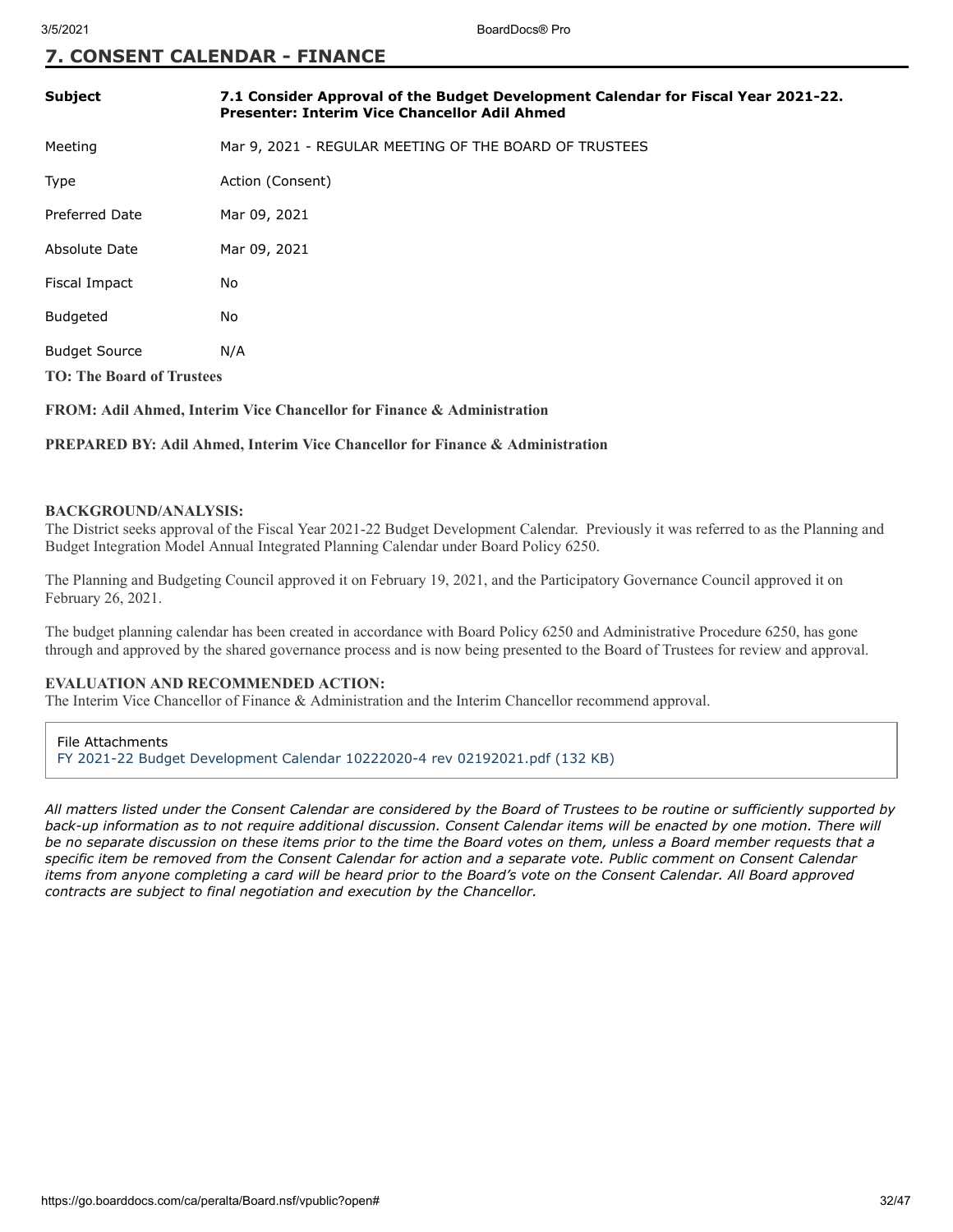## 7. CONSENT CALENDAR - FINANCE

| | |
|---|---|
| **Subject** | **7.1 Consider Approval of the Budget Development Calendar for Fiscal Year 2021-22. Presenter: Interim Vice Chancellor Adil Ahmed** |
| Meeting | Mar 9, 2021 - REGULAR MEETING OF THE BOARD OF TRUSTEES |
| Type | Action (Consent) |
| Preferred Date | Mar 09, 2021 |
| Absolute Date | Mar 09, 2021 |
| Fiscal Impact | No |
| Budgeted | No |
| Budget Source | N/A |

**TO: The Board of Trustees**

**FROM: Adil Ahmed, Interim Vice Chancellor for Finance & Administration**

**PREPARED BY: Adil Ahmed, Interim Vice Chancellor for Finance & Administration**

**BACKGROUND/ANALYSIS:**
The District seeks approval of the Fiscal Year 2021-22 Budget Development Calendar. Previously it was referred to as the Planning and Budget Integration Model Annual Integrated Planning Calendar under Board Policy 6250.

The Planning and Budgeting Council approved it on February 19, 2021, and the Participatory Governance Council approved it on February 26, 2021.

The budget planning calendar has been created in accordance with Board Policy 6250 and Administrative Procedure 6250, has gone through and approved by the shared governance process and is now being presented to the Board of Trustees for review and approval.

**EVALUATION AND RECOMMENDED ACTION:**
The Interim Vice Chancellor of Finance & Administration and the Interim Chancellor recommend approval.

File Attachments
FY 2021-22 Budget Development Calendar 10222020-4 rev 02192021.pdf (132 KB)

*All matters listed under the Consent Calendar are considered by the Board of Trustees to be routine or sufficiently supported by back-up information as to not require additional discussion. Consent Calendar items will be enacted by one motion. There will be no separate discussion on these items prior to the time the Board votes on them, unless a Board member requests that a specific item be removed from the Consent Calendar for action and a separate vote. Public comment on Consent Calendar items from anyone completing a card will be heard prior to the Board's vote on the Consent Calendar. All Board approved contracts are subject to final negotiation and execution by the Chancellor.*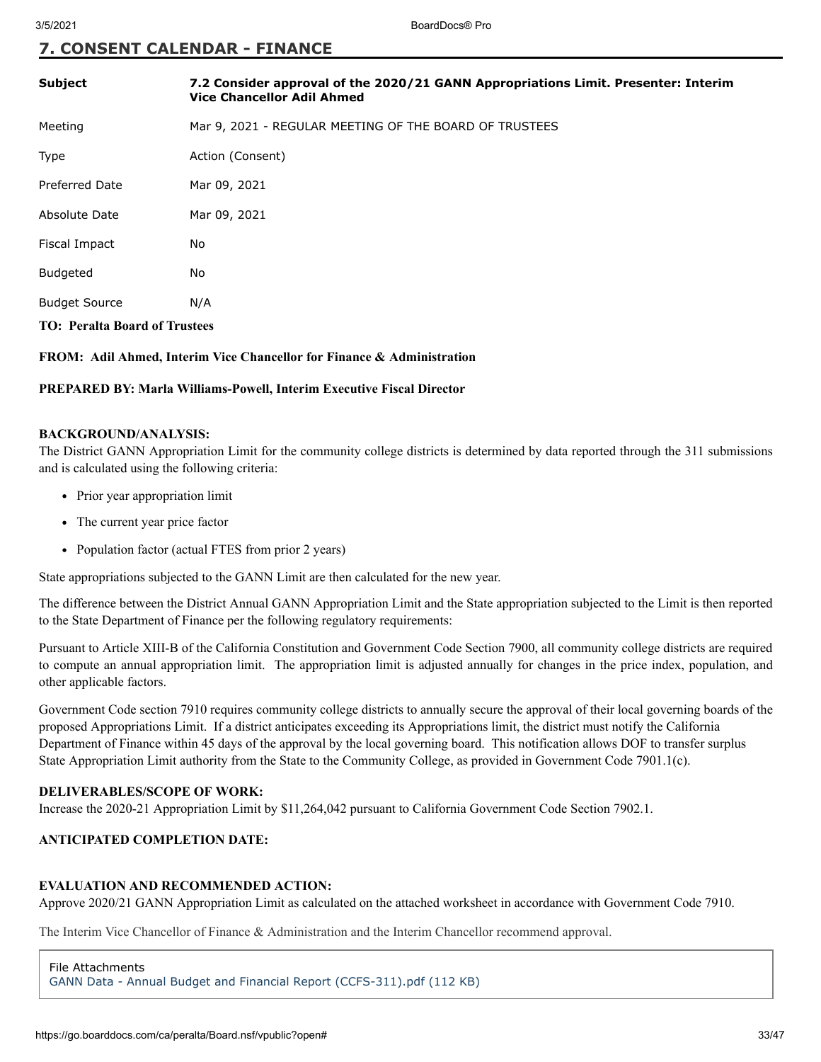## 7. CONSENT CALENDAR - FINANCE

| | |
|---|---|
| **Subject** | **7.2 Consider approval of the 2020/21 GANN Appropriations Limit. Presenter: Interim Vice Chancellor Adil Ahmed** |
| Meeting | Mar 9, 2021 - REGULAR MEETING OF THE BOARD OF TRUSTEES |
| Type | Action (Consent) |
| Preferred Date | Mar 09, 2021 |
| Absolute Date | Mar 09, 2021 |
| Fiscal Impact | No |
| Budgeted | No |
| Budget Source | N/A |

**TO: Peralta Board of Trustees**

**FROM: Adil Ahmed, Interim Vice Chancellor for Finance & Administration**

**PREPARED BY: Marla Williams-Powell, Interim Executive Fiscal Director**

**BACKGROUND/ANALYSIS:**

The District GANN Appropriation Limit for the community college districts is determined by data reported through the 311 submissions and is calculated using the following criteria:

- Prior year appropriation limit
- The current year price factor
- Population factor (actual FTES from prior 2 years)

State appropriations subjected to the GANN Limit are then calculated for the new year.

The difference between the District Annual GANN Appropriation Limit and the State appropriation subjected to the Limit is then reported to the State Department of Finance per the following regulatory requirements:

Pursuant to Article XIII-B of the California Constitution and Government Code Section 7900, all community college districts are required to compute an annual appropriation limit. The appropriation limit is adjusted annually for changes in the price index, population, and other applicable factors.

Government Code section 7910 requires community college districts to annually secure the approval of their local governing boards of the proposed Appropriations Limit. If a district anticipates exceeding its Appropriations limit, the district must notify the California Department of Finance within 45 days of the approval by the local governing board. This notification allows DOF to transfer surplus State Appropriation Limit authority from the State to the Community College, as provided in Government Code 7901.1(c).

**DELIVERABLES/SCOPE OF WORK:**

Increase the 2020-21 Appropriation Limit by $11,264,042 pursuant to California Government Code Section 7902.1.

**ANTICIPATED COMPLETION DATE:**

**EVALUATION AND RECOMMENDED ACTION:**

Approve 2020/21 GANN Appropriation Limit as calculated on the attached worksheet in accordance with Government Code 7910.

The Interim Vice Chancellor of Finance & Administration and the Interim Chancellor recommend approval.

File Attachments
GANN Data - Annual Budget and Financial Report (CCFS-311).pdf (112 KB)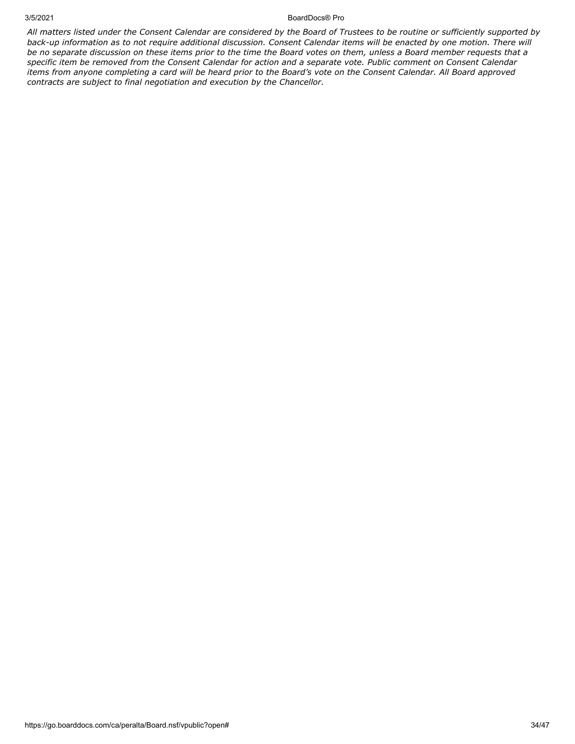*All matters listed under the Consent Calendar are considered by the Board of Trustees to be routine or sufficiently supported by back-up information as to not require additional discussion. Consent Calendar items will be enacted by one motion. There will be no separate discussion on these items prior to the time the Board votes on them, unless a Board member requests that a specific item be removed from the Consent Calendar for action and a separate vote. Public comment on Consent Calendar items from anyone completing a card will be heard prior to the Board's vote on the Consent Calendar. All Board approved contracts are subject to final negotiation and execution by the Chancellor.*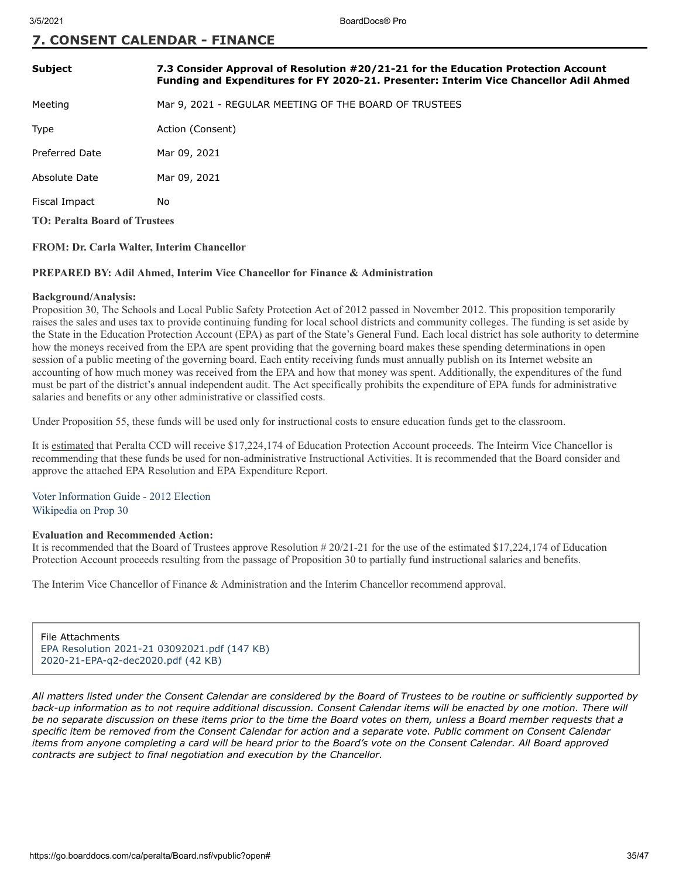## 7. CONSENT CALENDAR - FINANCE

| | |
|---|---|
| **Subject** | **7.3 Consider Approval of Resolution #20/21-21 for the Education Protection Account Funding and Expenditures for FY 2020-21. Presenter: Interim Vice Chancellor Adil Ahmed** |
| Meeting | Mar 9, 2021 - REGULAR MEETING OF THE BOARD OF TRUSTEES |
| Type | Action (Consent) |
| Preferred Date | Mar 09, 2021 |
| Absolute Date | Mar 09, 2021 |
| Fiscal Impact | No |

**TO: Peralta Board of Trustees**

**FROM: Dr. Carla Walter, Interim Chancellor**

**PREPARED BY: Adil Ahmed, Interim Vice Chancellor for Finance & Administration**

**Background/Analysis:**

Proposition 30, The Schools and Local Public Safety Protection Act of 2012 passed in November 2012. This proposition temporarily raises the sales and uses tax to provide continuing funding for local school districts and community colleges. The funding is set aside by the State in the Education Protection Account (EPA) as part of the State's General Fund. Each local district has sole authority to determine how the moneys received from the EPA are spent providing that the governing board makes these spending determinations in open session of a public meeting of the governing board. Each entity receiving funds must annually publish on its Internet website an accounting of how much money was received from the EPA and how that money was spent. Additionally, the expenditures of the fund must be part of the district's annual independent audit. The Act specifically prohibits the expenditure of EPA funds for administrative salaries and benefits or any other administrative or classified costs.

Under Proposition 55, these funds will be used only for instructional costs to ensure education funds get to the classroom.

It is estimated that Peralta CCD will receive $17,224,174 of Education Protection Account proceeds. The Inteirm Vice Chancellor is recommending that these funds be used for non-administrative Instructional Activities. It is recommended that the Board consider and approve the attached EPA Resolution and EPA Expenditure Report.

Voter Information Guide - 2012 Election
Wikipedia on Prop 30

**Evaluation and Recommended Action:**

It is recommended that the Board of Trustees approve Resolution # 20/21-21 for the use of the estimated $17,224,174 of Education Protection Account proceeds resulting from the passage of Proposition 30 to partially fund instructional salaries and benefits.

The Interim Vice Chancellor of Finance & Administration and the Interim Chancellor recommend approval.

File Attachments
EPA Resolution 2021-21 03092021.pdf (147 KB)
2020-21-EPA-q2-dec2020.pdf (42 KB)

*All matters listed under the Consent Calendar are considered by the Board of Trustees to be routine or sufficiently supported by back-up information as to not require additional discussion. Consent Calendar items will be enacted by one motion. There will be no separate discussion on these items prior to the time the Board votes on them, unless a Board member requests that a specific item be removed from the Consent Calendar for action and a separate vote. Public comment on Consent Calendar items from anyone completing a card will be heard prior to the Board's vote on the Consent Calendar. All Board approved contracts are subject to final negotiation and execution by the Chancellor.*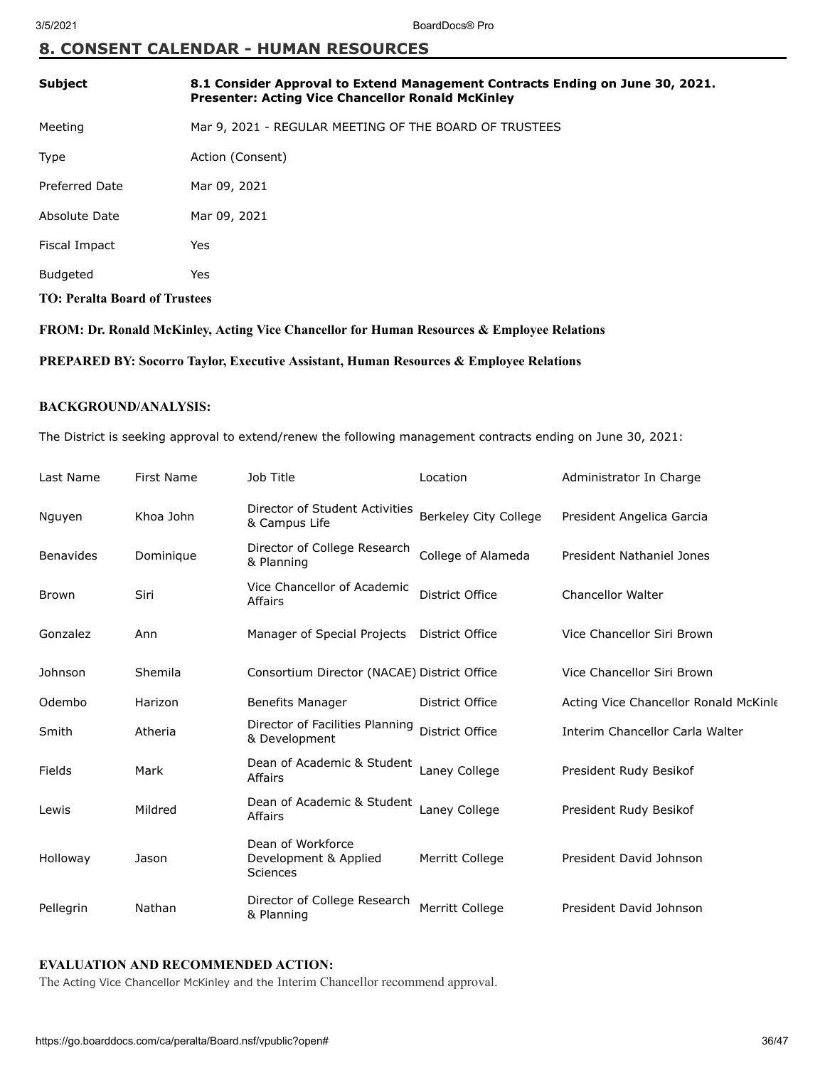## 8. CONSENT CALENDAR - HUMAN RESOURCES

| | |
|---|---|
| **Subject** | **8.1 Consider Approval to Extend Management Contracts Ending on June 30, 2021. Presenter: Acting Vice Chancellor Ronald McKinley** |
| Meeting | Mar 9, 2021 - REGULAR MEETING OF THE BOARD OF TRUSTEES |
| Type | Action (Consent) |
| Preferred Date | Mar 09, 2021 |
| Absolute Date | Mar 09, 2021 |
| Fiscal Impact | Yes |
| Budgeted | Yes |

**TO: Peralta Board of Trustees**

**FROM: Dr. Ronald McKinley, Acting Vice Chancellor for Human Resources & Employee Relations**

**PREPARED BY: Socorro Taylor, Executive Assistant, Human Resources & Employee Relations**

**BACKGROUND/ANALYSIS:**

The District is seeking approval to extend/renew the following management contracts ending on June 30, 2021:

| Last Name | First Name | Job Title | Location | Administrator In Charge |
|---|---|---|---|---|
| Nguyen | Khoa John | Director of Student Activities & Campus Life | Berkeley City College | President Angelica Garcia |
| Benavides | Dominique | Director of College Research & Planning | College of Alameda | President Nathaniel Jones |
| Brown | Siri | Vice Chancellor of Academic Affairs | District Office | Chancellor Walter |
| Gonzalez | Ann | Manager of Special Projects | District Office | Vice Chancellor Siri Brown |
| Johnson | Shemila | Consortium Director (NACAE) | District Office | Vice Chancellor Siri Brown |
| Odembo | Harizon | Benefits Manager | District Office | Acting Vice Chancellor Ronald McKinle |
| Smith | Atheria | Director of Facilities Planning & Development | District Office | Interim Chancellor Carla Walter |
| Fields | Mark | Dean of Academic & Student Affairs | Laney College | President Rudy Besikof |
| Lewis | Mildred | Dean of Academic & Student Affairs | Laney College | President Rudy Besikof |
| Holloway | Jason | Dean of Workforce Development & Applied Sciences | Merritt College | President David Johnson |
| Pellegrin | Nathan | Director of College Research & Planning | Merritt College | President David Johnson |

**EVALUATION AND RECOMMENDED ACTION:**

The Acting Vice Chancellor McKinley and the Interim Chancellor recommend approval.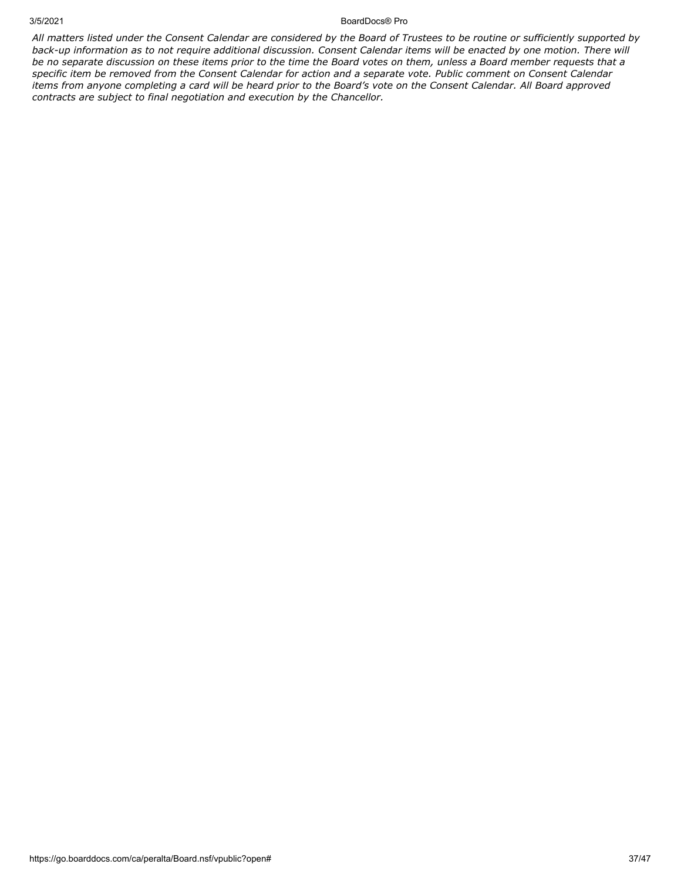*All matters listed under the Consent Calendar are considered by the Board of Trustees to be routine or sufficiently supported by back-up information as to not require additional discussion. Consent Calendar items will be enacted by one motion. There will be no separate discussion on these items prior to the time the Board votes on them, unless a Board member requests that a specific item be removed from the Consent Calendar for action and a separate vote. Public comment on Consent Calendar items from anyone completing a card will be heard prior to the Board's vote on the Consent Calendar. All Board approved contracts are subject to final negotiation and execution by the Chancellor.*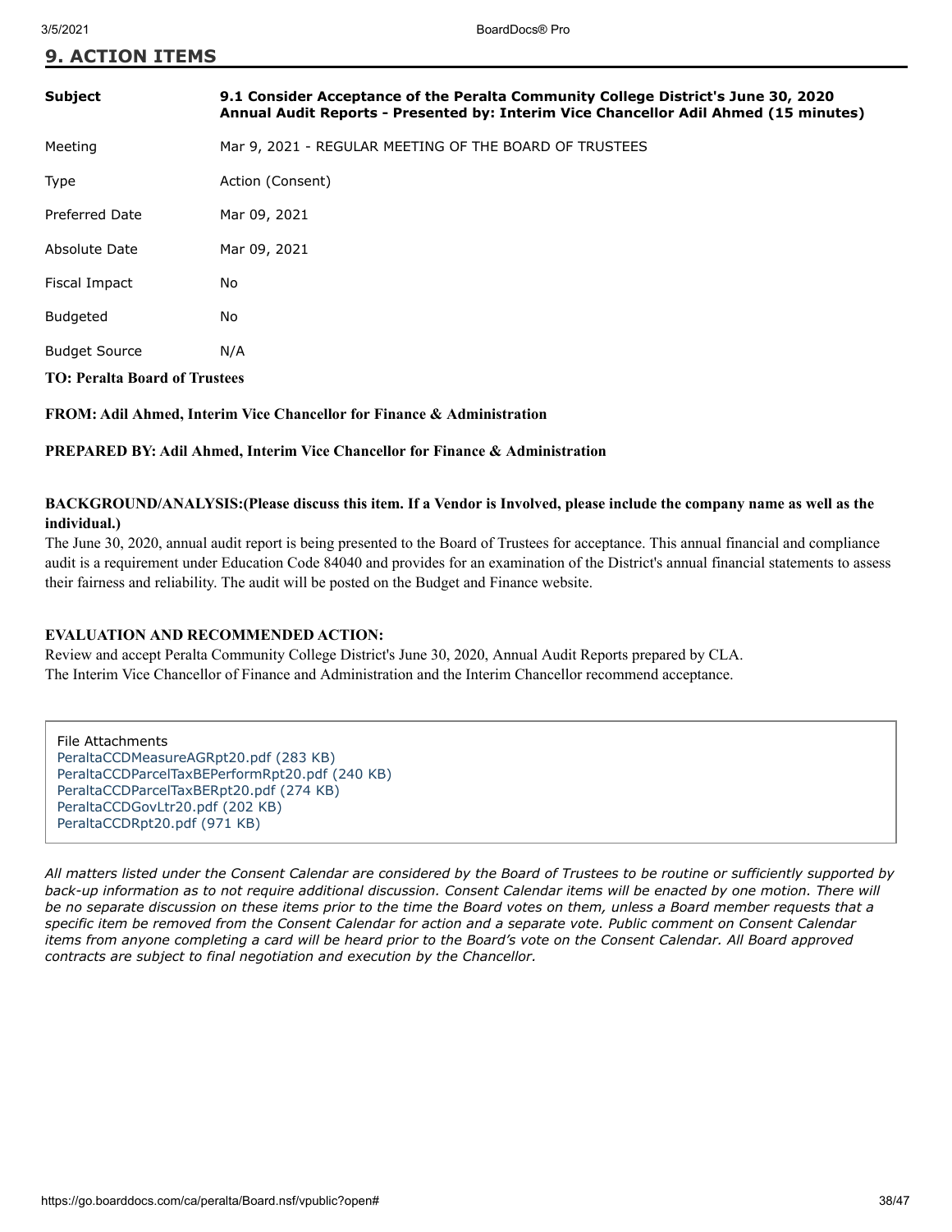## 9. ACTION ITEMS

| | |
|---|---|
| **Subject** | **9.1 Consider Acceptance of the Peralta Community College District's June 30, 2020 Annual Audit Reports - Presented by: Interim Vice Chancellor Adil Ahmed (15 minutes)** |
| Meeting | Mar 9, 2021 - REGULAR MEETING OF THE BOARD OF TRUSTEES |
| Type | Action (Consent) |
| Preferred Date | Mar 09, 2021 |
| Absolute Date | Mar 09, 2021 |
| Fiscal Impact | No |
| Budgeted | No |
| Budget Source | N/A |

**TO: Peralta Board of Trustees**

**FROM: Adil Ahmed, Interim Vice Chancellor for Finance & Administration**

**PREPARED BY: Adil Ahmed, Interim Vice Chancellor for Finance & Administration**

**BACKGROUND/ANALYSIS:(Please discuss this item. If a Vendor is Involved, please include the company name as well as the individual.)**

The June 30, 2020, annual audit report is being presented to the Board of Trustees for acceptance. This annual financial and compliance audit is a requirement under Education Code 84040 and provides for an examination of the District's annual financial statements to assess their fairness and reliability. The audit will be posted on the Budget and Finance website.

**EVALUATION AND RECOMMENDED ACTION:**

Review and accept Peralta Community College District's June 30, 2020, Annual Audit Reports prepared by CLA.
The Interim Vice Chancellor of Finance and Administration and the Interim Chancellor recommend acceptance.

File Attachments
PeraltaCCDMeasureAGRpt20.pdf (283 KB)
PeraltaCCDParcelTaxBEPerformRpt20.pdf (240 KB)
PeraltaCCDParcelTaxBERpt20.pdf (274 KB)
PeraltaCCDGovLtr20.pdf (202 KB)
PeraltaCCDRpt20.pdf (971 KB)

*All matters listed under the Consent Calendar are considered by the Board of Trustees to be routine or sufficiently supported by back-up information as to not require additional discussion. Consent Calendar items will be enacted by one motion. There will be no separate discussion on these items prior to the time the Board votes on them, unless a Board member requests that a specific item be removed from the Consent Calendar for action and a separate vote. Public comment on Consent Calendar items from anyone completing a card will be heard prior to the Board's vote on the Consent Calendar. All Board approved contracts are subject to final negotiation and execution by the Chancellor.*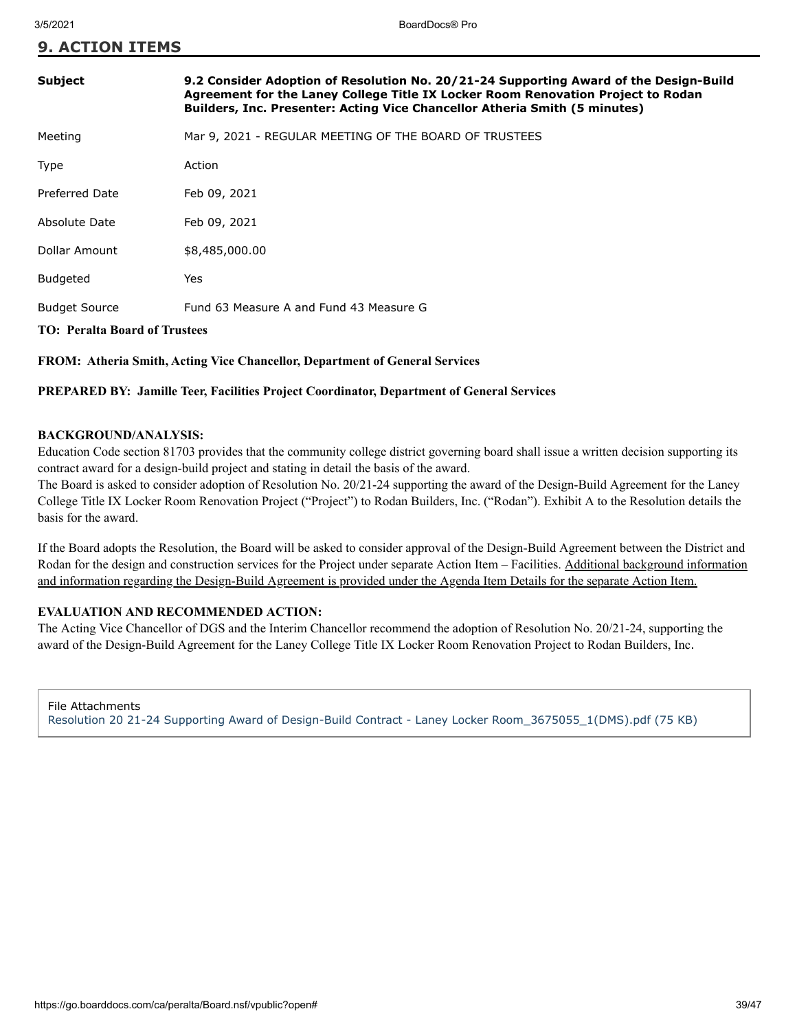## 9. ACTION ITEMS

| | |
|---|---|
| **Subject** | **9.2 Consider Adoption of Resolution No. 20/21-24 Supporting Award of the Design-Build Agreement for the Laney College Title IX Locker Room Renovation Project to Rodan Builders, Inc. Presenter: Acting Vice Chancellor Atheria Smith (5 minutes)** |
| Meeting | Mar 9, 2021 - REGULAR MEETING OF THE BOARD OF TRUSTEES |
| Type | Action |
| Preferred Date | Feb 09, 2021 |
| Absolute Date | Feb 09, 2021 |
| Dollar Amount | $8,485,000.00 |
| Budgeted | Yes |
| Budget Source | Fund 63 Measure A and Fund 43 Measure G |

**TO: Peralta Board of Trustees**

**FROM: Atheria Smith, Acting Vice Chancellor, Department of General Services**

**PREPARED BY: Jamille Teer, Facilities Project Coordinator, Department of General Services**

**BACKGROUND/ANALYSIS:**

Education Code section 81703 provides that the community college district governing board shall issue a written decision supporting its contract award for a design-build project and stating in detail the basis of the award.

The Board is asked to consider adoption of Resolution No. 20/21-24 supporting the award of the Design-Build Agreement for the Laney College Title IX Locker Room Renovation Project ("Project") to Rodan Builders, Inc. ("Rodan"). Exhibit A to the Resolution details the basis for the award.

If the Board adopts the Resolution, the Board will be asked to consider approval of the Design-Build Agreement between the District and Rodan for the design and construction services for the Project under separate Action Item – Facilities. Additional background information and information regarding the Design-Build Agreement is provided under the Agenda Item Details for the separate Action Item.

**EVALUATION AND RECOMMENDED ACTION:**

The Acting Vice Chancellor of DGS and the Interim Chancellor recommend the adoption of Resolution No. 20/21-24, supporting the award of the Design-Build Agreement for the Laney College Title IX Locker Room Renovation Project to Rodan Builders, Inc.

File Attachments

Resolution 20 21-24 Supporting Award of Design-Build Contract - Laney Locker Room_3675055_1(DMS).pdf (75 KB)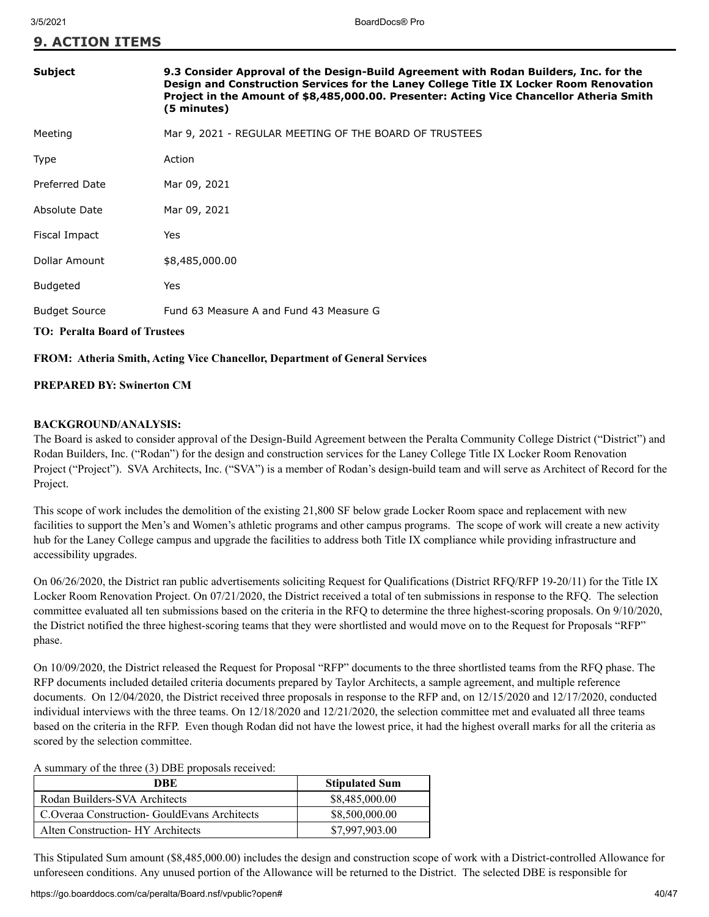## 9. ACTION ITEMS

| | |
|---|---|
| Subject | **9.3 Consider Approval of the Design-Build Agreement with Rodan Builders, Inc. for the Design and Construction Services for the Laney College Title IX Locker Room Renovation Project in the Amount of $8,485,000.00. Presenter: Acting Vice Chancellor Atheria Smith (5 minutes)** |
| Meeting | Mar 9, 2021 - REGULAR MEETING OF THE BOARD OF TRUSTEES |
| Type | Action |
| Preferred Date | Mar 09, 2021 |
| Absolute Date | Mar 09, 2021 |
| Fiscal Impact | Yes |
| Dollar Amount | $8,485,000.00 |
| Budgeted | Yes |
| Budget Source | Fund 63 Measure A and Fund 43 Measure G |

**TO: Peralta Board of Trustees**

**FROM: Atheria Smith, Acting Vice Chancellor, Department of General Services**

**PREPARED BY: Swinerton CM**

**BACKGROUND/ANALYSIS:**

The Board is asked to consider approval of the Design-Build Agreement between the Peralta Community College District ("District") and Rodan Builders, Inc. ("Rodan") for the design and construction services for the Laney College Title IX Locker Room Renovation Project ("Project"). SVA Architects, Inc. ("SVA") is a member of Rodan's design-build team and will serve as Architect of Record for the Project.

This scope of work includes the demolition of the existing 21,800 SF below grade Locker Room space and replacement with new facilities to support the Men's and Women's athletic programs and other campus programs. The scope of work will create a new activity hub for the Laney College campus and upgrade the facilities to address both Title IX compliance while providing infrastructure and accessibility upgrades.

On 06/26/2020, the District ran public advertisements soliciting Request for Qualifications (District RFQ/RFP 19-20/11) for the Title IX Locker Room Renovation Project. On 07/21/2020, the District received a total of ten submissions in response to the RFQ. The selection committee evaluated all ten submissions based on the criteria in the RFQ to determine the three highest-scoring proposals. On 9/10/2020, the District notified the three highest-scoring teams that they were shortlisted and would move on to the Request for Proposals "RFP" phase.

On 10/09/2020, the District released the Request for Proposal "RFP" documents to the three shortlisted teams from the RFQ phase. The RFP documents included detailed criteria documents prepared by Taylor Architects, a sample agreement, and multiple reference documents. On 12/04/2020, the District received three proposals in response to the RFP and, on 12/15/2020 and 12/17/2020, conducted individual interviews with the three teams. On 12/18/2020 and 12/21/2020, the selection committee met and evaluated all three teams based on the criteria in the RFP. Even though Rodan did not have the lowest price, it had the highest overall marks for all the criteria as scored by the selection committee.

A summary of the three (3) DBE proposals received:

| DBE | Stipulated Sum |
|---|---|
| Rodan Builders-SVA Architects | $8,485,000.00 |
| C.Overaa Construction- GouldEvans Architects | $8,500,000.00 |
| Alten Construction- HY Architects | $7,997,903.00 |

This Stipulated Sum amount ($8,485,000.00) includes the design and construction scope of work with a District-controlled Allowance for unforeseen conditions. Any unused portion of the Allowance will be returned to the District. The selected DBE is responsible for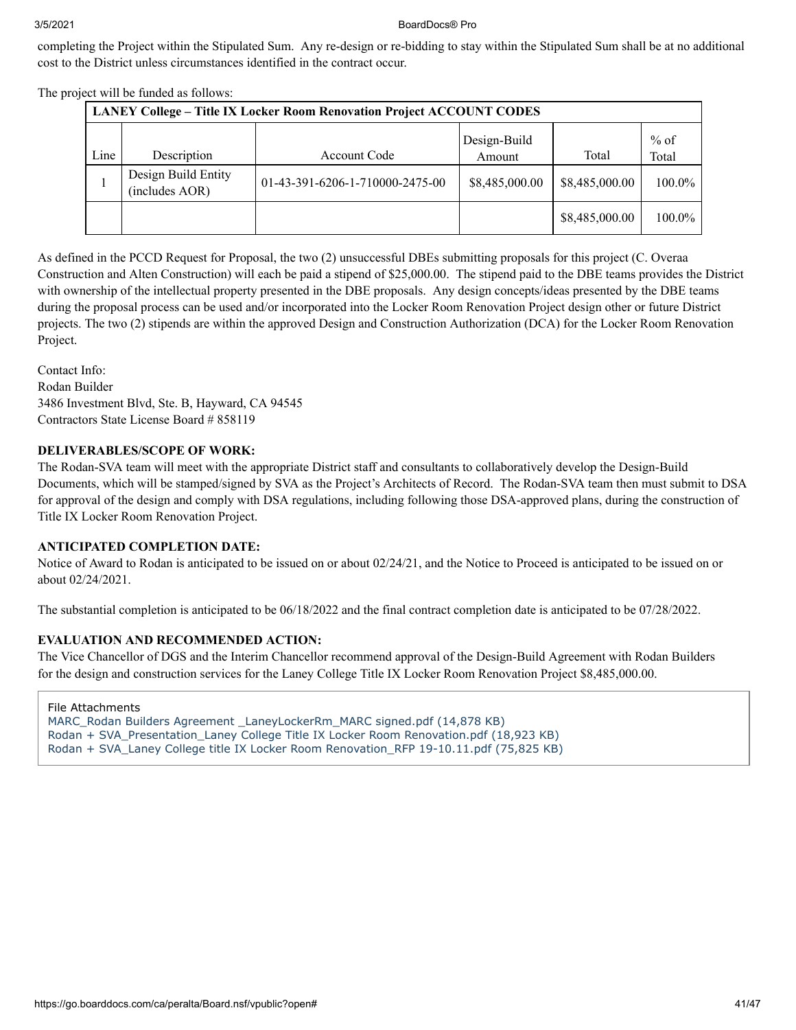completing the Project within the Stipulated Sum. Any re-design or re-bidding to stay within the Stipulated Sum shall be at no additional cost to the District unless circumstances identified in the contract occur.

The project will be funded as follows:

| **LANEY College – Title IX Locker Room Renovation Project ACCOUNT CODES** | | | | | |
|---|---|---|---|---|---|
| Line | Description | Account Code | Design-Build Amount | Total | % of Total |
| 1 | Design Build Entity (includes AOR) | 01-43-391-6206-1-710000-2475-00 | $8,485,000.00 | $8,485,000.00 | 100.0% |
| | | | | $8,485,000.00 | 100.0% |

As defined in the PCCD Request for Proposal, the two (2) unsuccessful DBEs submitting proposals for this project (C. Overaa Construction and Alten Construction) will each be paid a stipend of $25,000.00. The stipend paid to the DBE teams provides the District with ownership of the intellectual property presented in the DBE proposals. Any design concepts/ideas presented by the DBE teams during the proposal process can be used and/or incorporated into the Locker Room Renovation Project design other or future District projects. The two (2) stipends are within the approved Design and Construction Authorization (DCA) for the Locker Room Renovation Project.

Contact Info:
Rodan Builder
3486 Investment Blvd, Ste. B, Hayward, CA 94545
Contractors State License Board # 858119

**DELIVERABLES/SCOPE OF WORK:**
The Rodan-SVA team will meet with the appropriate District staff and consultants to collaboratively develop the Design-Build Documents, which will be stamped/signed by SVA as the Project's Architects of Record. The Rodan-SVA team then must submit to DSA for approval of the design and comply with DSA regulations, including following those DSA-approved plans, during the construction of Title IX Locker Room Renovation Project.

**ANTICIPATED COMPLETION DATE:**
Notice of Award to Rodan is anticipated to be issued on or about 02/24/21, and the Notice to Proceed is anticipated to be issued on or about 02/24/2021.

The substantial completion is anticipated to be 06/18/2022 and the final contract completion date is anticipated to be 07/28/2022.

**EVALUATION AND RECOMMENDED ACTION:**
The Vice Chancellor of DGS and the Interim Chancellor recommend approval of the Design-Build Agreement with Rodan Builders for the design and construction services for the Laney College Title IX Locker Room Renovation Project $8,485,000.00.

File Attachments
MARC_Rodan Builders Agreement _LaneyLockerRm_MARC signed.pdf (14,878 KB)
Rodan + SVA_Presentation_Laney College Title IX Locker Room Renovation.pdf (18,923 KB)
Rodan + SVA_Laney College title IX Locker Room Renovation_RFP 19-10.11.pdf (75,825 KB)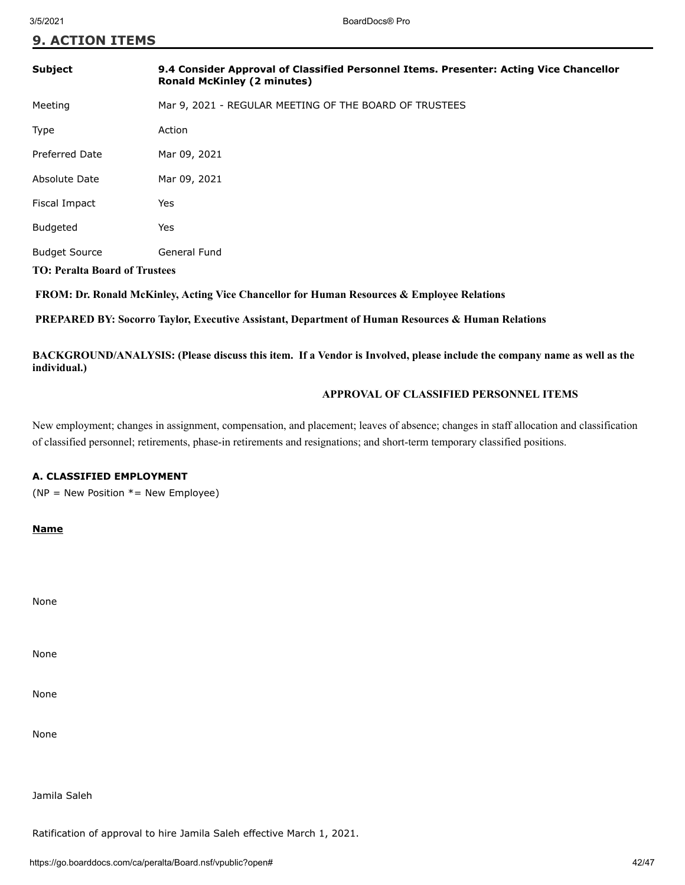## 9. ACTION ITEMS

| | |
|---|---|
| **Subject** | **9.4 Consider Approval of Classified Personnel Items. Presenter: Acting Vice Chancellor Ronald McKinley (2 minutes)** |
| Meeting | Mar 9, 2021 - REGULAR MEETING OF THE BOARD OF TRUSTEES |
| Type | Action |
| Preferred Date | Mar 09, 2021 |
| Absolute Date | Mar 09, 2021 |
| Fiscal Impact | Yes |
| Budgeted | Yes |
| Budget Source | General Fund |

**TO: Peralta Board of Trustees**

**FROM: Dr. Ronald McKinley, Acting Vice Chancellor for Human Resources & Employee Relations**

**PREPARED BY: Socorro Taylor, Executive Assistant, Department of Human Resources & Human Relations**

**BACKGROUND/ANALYSIS: (Please discuss this item. If a Vendor is Involved, please include the company name as well as the individual.)**

**APPROVAL OF CLASSIFIED PERSONNEL ITEMS**

New employment; changes in assignment, compensation, and placement; leaves of absence; changes in staff allocation and classification of classified personnel; retirements, phase-in retirements and resignations; and short-term temporary classified positions.

**A. CLASSIFIED EMPLOYMENT**

(NP = New Position *= New Employee)

**Name**

None

None

None

None

Jamila Saleh

Ratification of approval to hire Jamila Saleh effective March 1, 2021.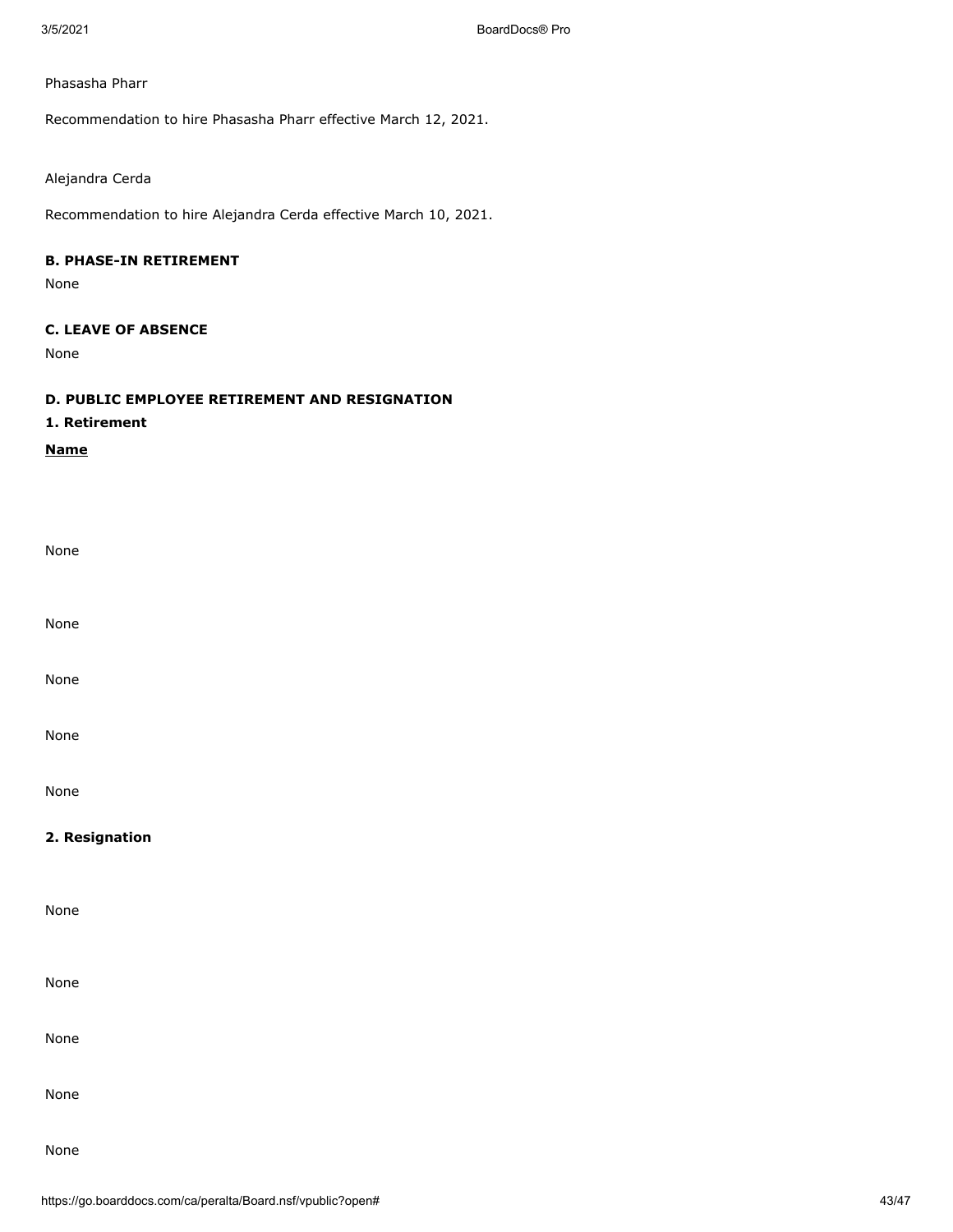Phasasha Pharr

Recommendation to hire Phasasha Pharr effective March 12, 2021.

Alejandra Cerda

Recommendation to hire Alejandra Cerda effective March 10, 2021.

**B. PHASE-IN RETIREMENT**

None

**C. LEAVE OF ABSENCE**

None

**D. PUBLIC EMPLOYEE RETIREMENT AND RESIGNATION**

**1. Retirement**

**Name**

None

None

None

None

None

**2. Resignation**

None

None

None

None

None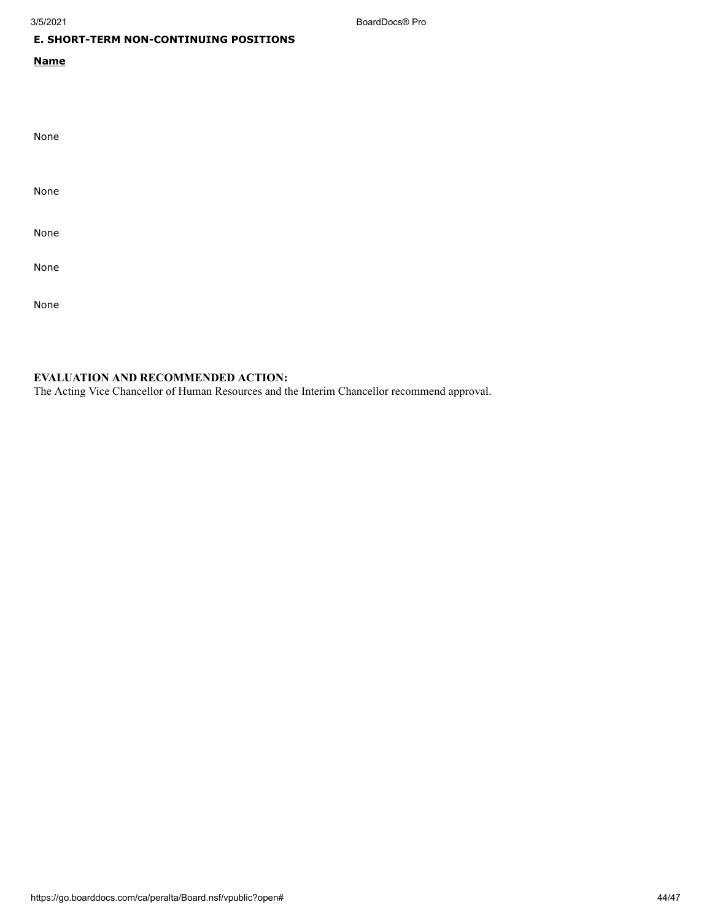**E. SHORT-TERM NON-CONTINUING POSITIONS**

**Name**

None

None

None

None

None

**EVALUATION AND RECOMMENDED ACTION:**

The Acting Vice Chancellor of Human Resources and the Interim Chancellor recommend approval.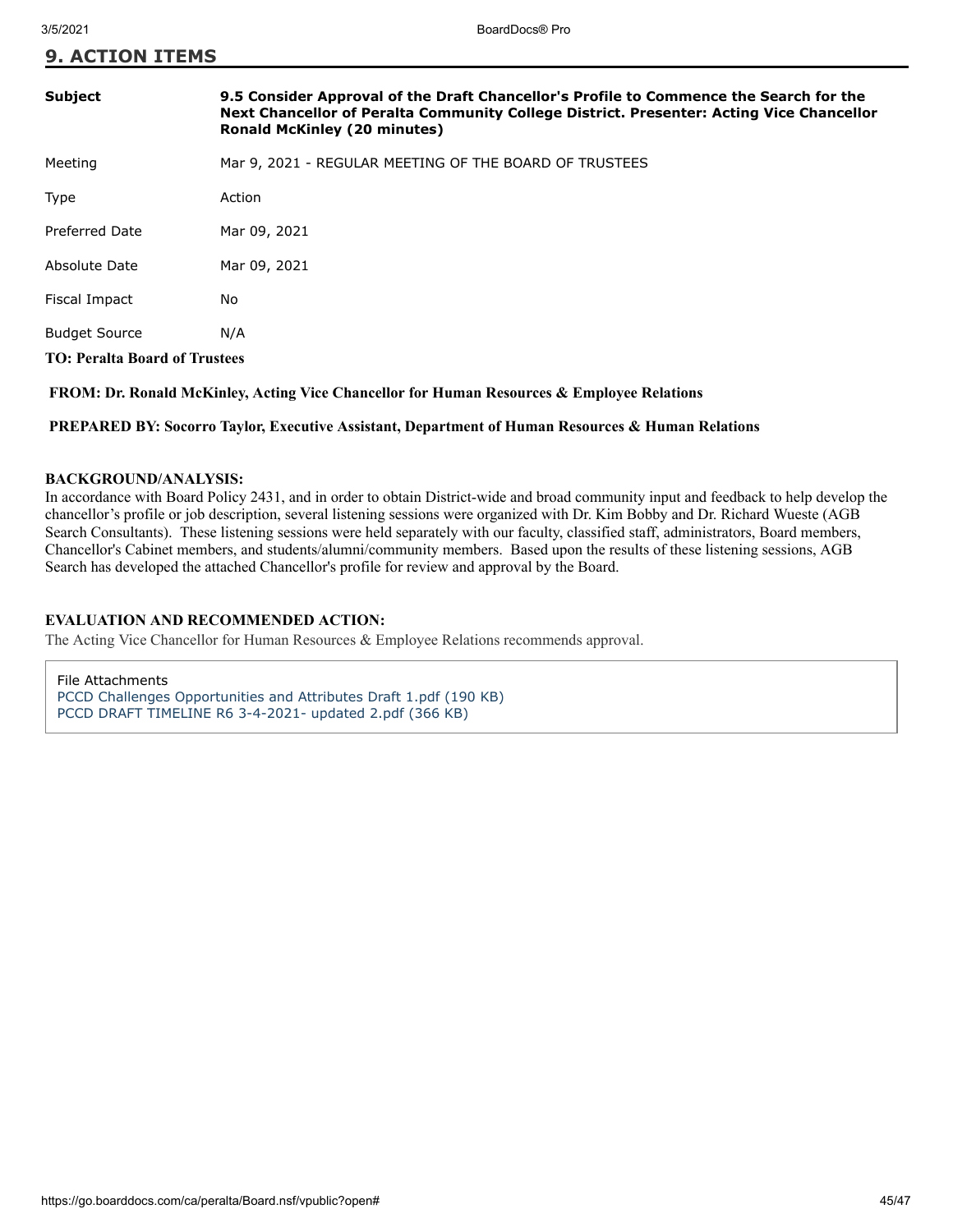## 9. ACTION ITEMS

| | |
|---|---|
| **Subject** | **9.5 Consider Approval of the Draft Chancellor's Profile to Commence the Search for the Next Chancellor of Peralta Community College District. Presenter: Acting Vice Chancellor Ronald McKinley (20 minutes)** |
| Meeting | Mar 9, 2021 - REGULAR MEETING OF THE BOARD OF TRUSTEES |
| Type | Action |
| Preferred Date | Mar 09, 2021 |
| Absolute Date | Mar 09, 2021 |
| Fiscal Impact | No |
| Budget Source | N/A |

**TO: Peralta Board of Trustees**

**FROM: Dr. Ronald McKinley, Acting Vice Chancellor for Human Resources & Employee Relations**

**PREPARED BY: Socorro Taylor, Executive Assistant, Department of Human Resources & Human Relations**

**BACKGROUND/ANALYSIS:**

In accordance with Board Policy 2431, and in order to obtain District-wide and broad community input and feedback to help develop the chancellor's profile or job description, several listening sessions were organized with Dr. Kim Bobby and Dr. Richard Wueste (AGB Search Consultants). These listening sessions were held separately with our faculty, classified staff, administrators, Board members, Chancellor's Cabinet members, and students/alumni/community members. Based upon the results of these listening sessions, AGB Search has developed the attached Chancellor's profile for review and approval by the Board.

**EVALUATION AND RECOMMENDED ACTION:**

The Acting Vice Chancellor for Human Resources & Employee Relations recommends approval.

File Attachments
PCCD Challenges Opportunities and Attributes Draft 1.pdf (190 KB)
PCCD DRAFT TIMELINE R6 3-4-2021- updated 2.pdf (366 KB)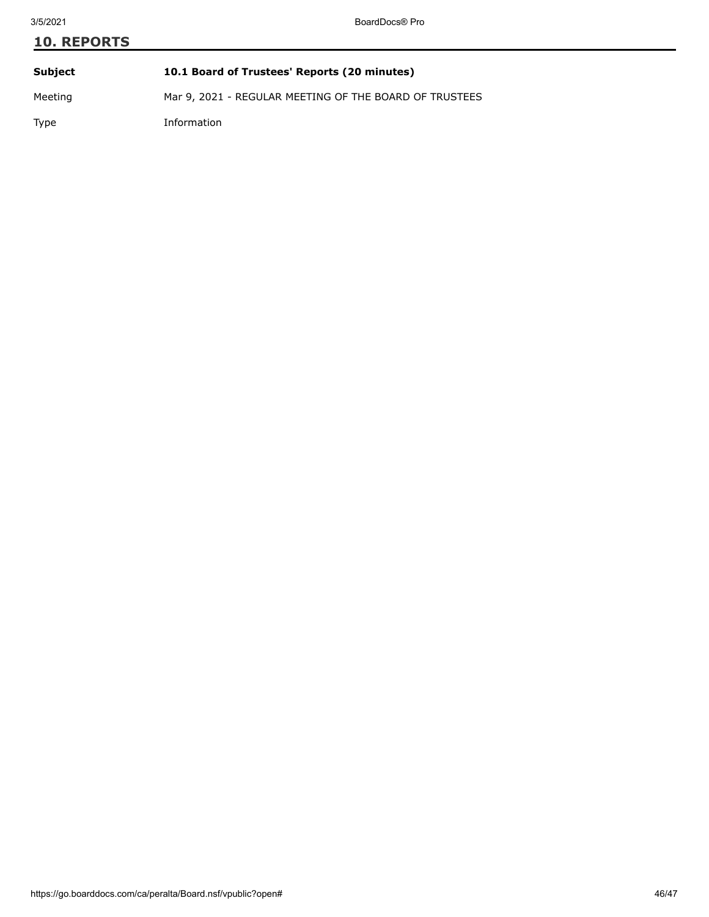## 10. REPORTS

| | |
|---|---|
| **Subject** | **10.1 Board of Trustees' Reports (20 minutes)** |
| Meeting | Mar 9, 2021 - REGULAR MEETING OF THE BOARD OF TRUSTEES |
| Type | Information |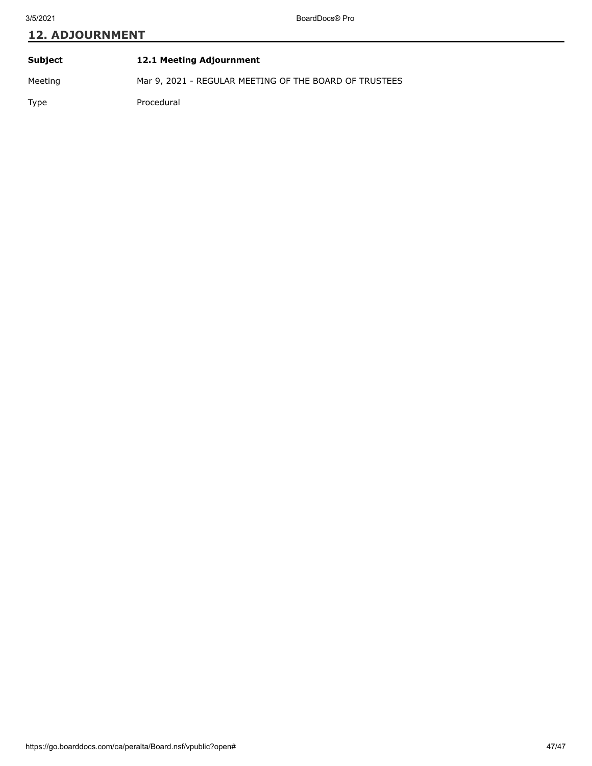## 12. ADJOURNMENT

| | |
|---|---|
| **Subject** | **12.1 Meeting Adjournment** |
| Meeting | Mar 9, 2021 - REGULAR MEETING OF THE BOARD OF TRUSTEES |
| Type | Procedural |